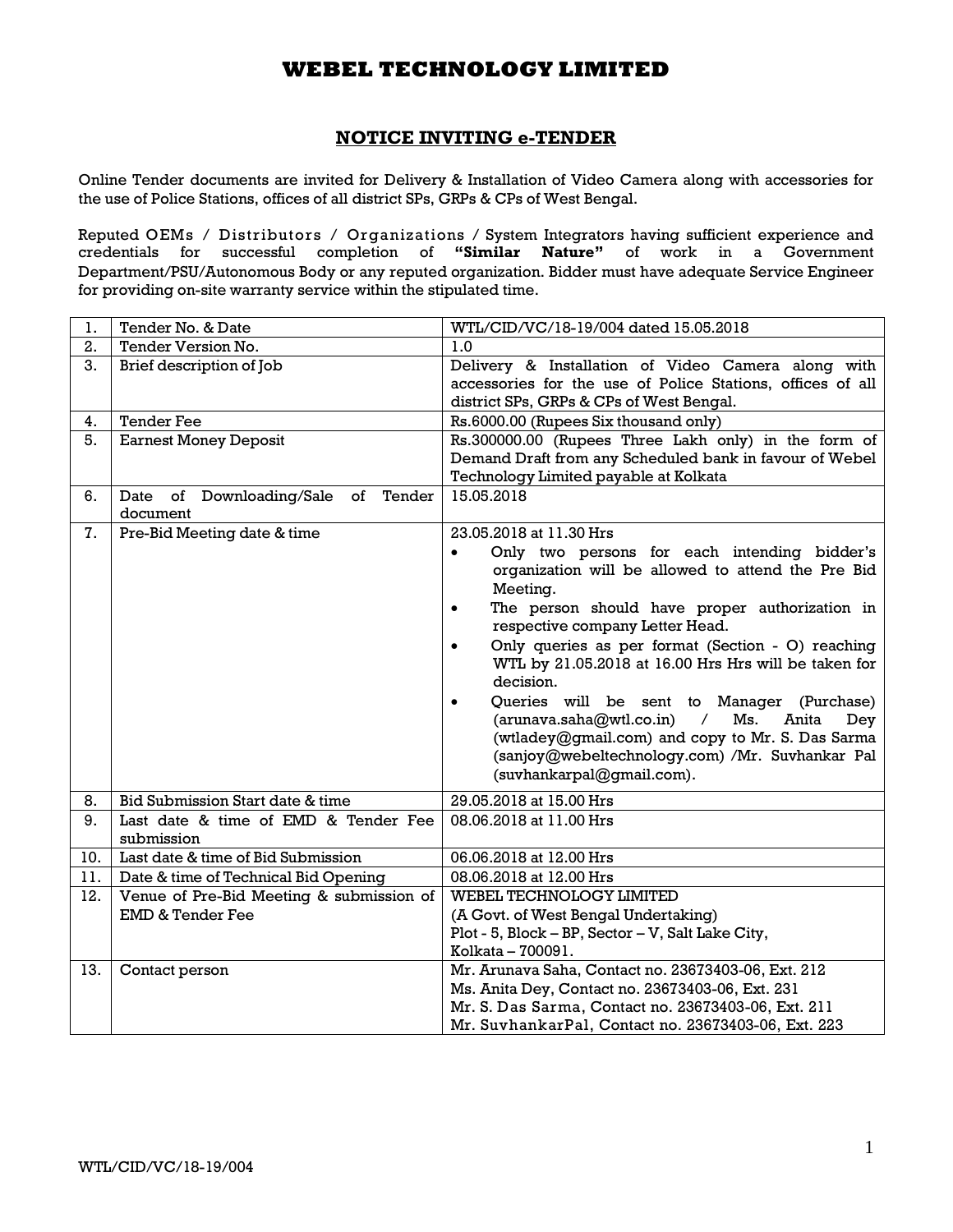# WEBEL TECHNOLOGY LIMITED

## NOTICE INVITING e-TENDER

Online Tender documents are invited for Delivery & Installation of Video Camera along with accessories for the use of Police Stations, offices of all district SPs, GRPs & CPs of West Bengal.

Reputed OEMs / Distributors / Organizations / System Integrators having sufficient experience and credentials for successful completion of **"Similar Nature"** of work in a Government Department/PSU/Autonomous Body or any reputed organization. Bidder must have adequate Service Engineer for providing on-site warranty service within the stipulated time.

| | | |
|---|---|---|
| 1. | Tender No. & Date | WTL/CID/VC/18-19/004 dated 15.05.2018 |
| 2. | Tender Version No. | 1.0 |
| 3. | Brief description of Job | Delivery & Installation of Video Camera along with accessories for the use of Police Stations, offices of all district SPs, GRPs & CPs of West Bengal. |
| 4. | Tender Fee | Rs.6000.00 (Rupees Six thousand only) |
| 5. | Earnest Money Deposit | Rs.300000.00 (Rupees Three Lakh only) in the form of Demand Draft from any Scheduled bank in favour of Webel Technology Limited payable at Kolkata |
| 6. | Date of Downloading/Sale of Tender document | 15.05.2018 |
| 7. | Pre-Bid Meeting date & time | 23.05.2018 at 11.30 Hrs<br>• Only two persons for each intending bidder's organization will be allowed to attend the Pre Bid Meeting.<br>• The person should have proper authorization in respective company Letter Head.<br>• Only queries as per format (Section - O) reaching WTL by 21.05.2018 at 16.00 Hrs Hrs will be taken for decision.<br>• Queries will be sent to Manager (Purchase) (arunava.saha@wtl.co.in) / Ms. Anita Dey (wtladey@gmail.com) and copy to Mr. S. Das Sarma (sanjoy@webeltechnology.com) /Mr. Suvhankar Pal (suvhankarpal@gmail.com). |
| 8. | Bid Submission Start date & time | 29.05.2018 at 15.00 Hrs |
| 9. | Last date & time of EMD & Tender Fee submission | 08.06.2018 at 11.00 Hrs |
| 10. | Last date & time of Bid Submission | 06.06.2018 at 12.00 Hrs |
| 11. | Date & time of Technical Bid Opening | 08.06.2018 at 12.00 Hrs |
| 12. | Venue of Pre-Bid Meeting & submission of EMD & Tender Fee | WEBEL TECHNOLOGY LIMITED<br>(A Govt. of West Bengal Undertaking)<br>Plot - 5, Block – BP, Sector – V, Salt Lake City,<br>Kolkata – 700091. |
| 13. | Contact person | Mr. Arunava Saha, Contact no. 23673403-06, Ext. 212<br>Ms. Anita Dey, Contact no. 23673403-06, Ext. 231<br>Mr. S. Das Sarma, Contact no. 23673403-06, Ext. 211<br>Mr. SuvhankarPal, Contact no. 23673403-06, Ext. 223 |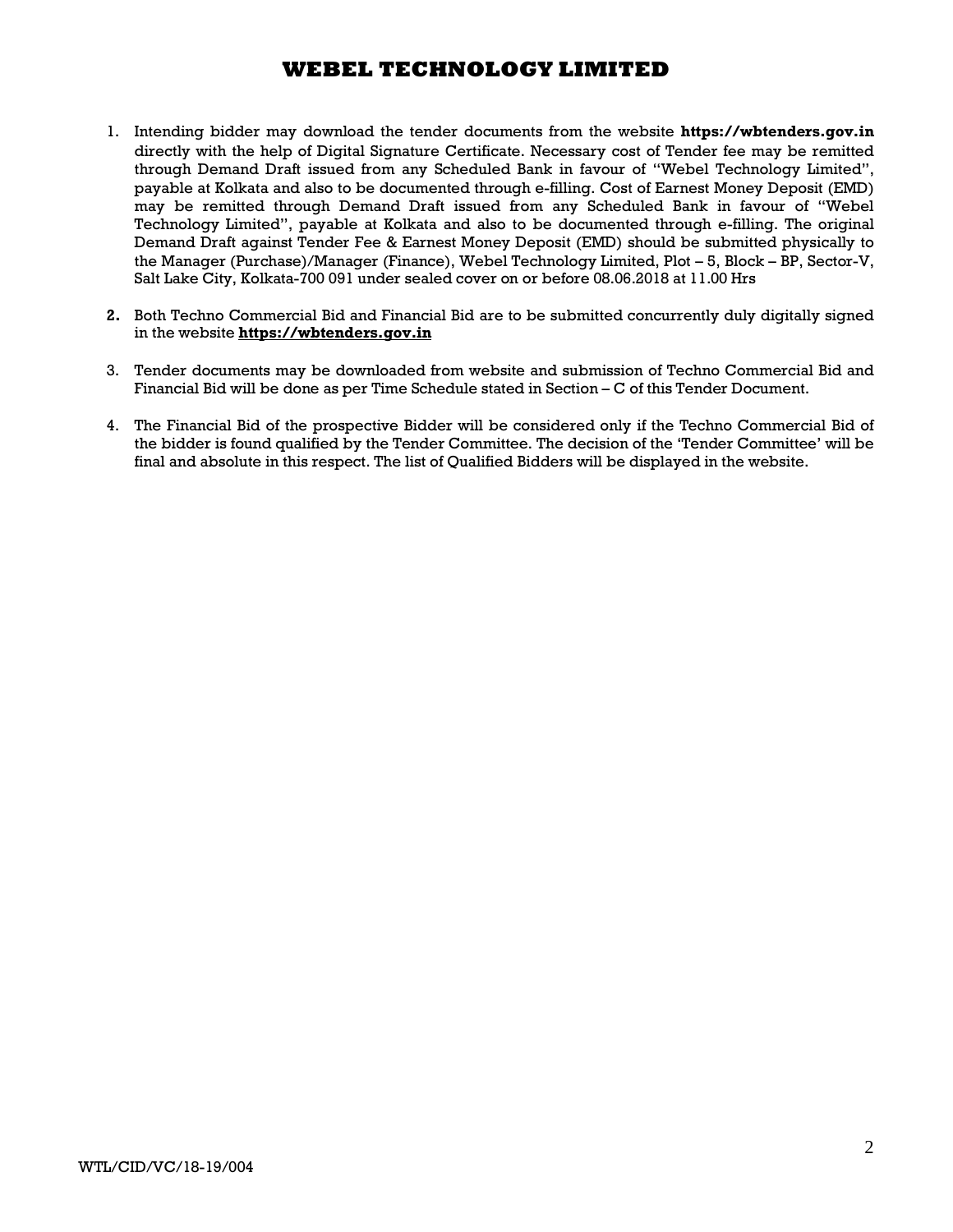1. Intending bidder may download the tender documents from the website **https://wbtenders.gov.in** directly with the help of Digital Signature Certificate. Necessary cost of Tender fee may be remitted through Demand Draft issued from any Scheduled Bank in favour of "Webel Technology Limited", payable at Kolkata and also to be documented through e-filling. Cost of Earnest Money Deposit (EMD) may be remitted through Demand Draft issued from any Scheduled Bank in favour of "Webel Technology Limited", payable at Kolkata and also to be documented through e-filling. The original Demand Draft against Tender Fee & Earnest Money Deposit (EMD) should be submitted physically to the Manager (Purchase)/Manager (Finance), Webel Technology Limited, Plot – 5, Block – BP, Sector-V, Salt Lake City, Kolkata-700 091 under sealed cover on or before 08.06.2018 at 11.00 Hrs

2. Both Techno Commercial Bid and Financial Bid are to be submitted concurrently duly digitally signed in the website **https://wbtenders.gov.in**

3. Tender documents may be downloaded from website and submission of Techno Commercial Bid and Financial Bid will be done as per Time Schedule stated in Section – C of this Tender Document.

4. The Financial Bid of the prospective Bidder will be considered only if the Techno Commercial Bid of the bidder is found qualified by the Tender Committee. The decision of the 'Tender Committee' will be final and absolute in this respect. The list of Qualified Bidders will be displayed in the website.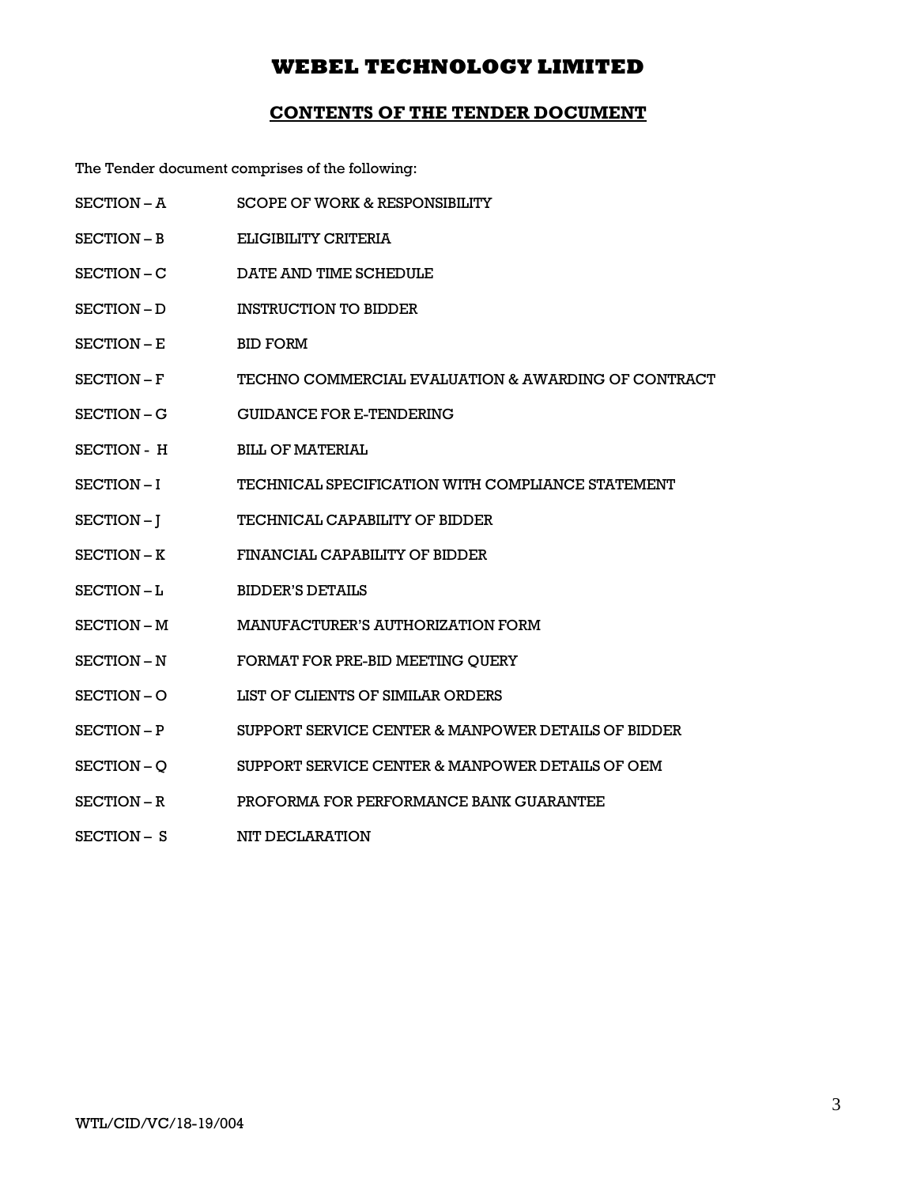# WEBEL TECHNOLOGY LIMITED

## CONTENTS OF THE TENDER DOCUMENT

The Tender document comprises of the following:

| | |
|---|---|
| SECTION – A | SCOPE OF WORK & RESPONSIBILITY |
| SECTION – B | ELIGIBILITY CRITERIA |
| SECTION – C | DATE AND TIME SCHEDULE |
| SECTION – D | INSTRUCTION TO BIDDER |
| SECTION – E | BID FORM |
| SECTION – F | TECHNO COMMERCIAL EVALUATION & AWARDING OF CONTRACT |
| SECTION – G | GUIDANCE FOR E-TENDERING |
| SECTION - H | BILL OF MATERIAL |
| SECTION – I | TECHNICAL SPECIFICATION WITH COMPLIANCE STATEMENT |
| SECTION – J | TECHNICAL CAPABILITY OF BIDDER |
| SECTION – K | FINANCIAL CAPABILITY OF BIDDER |
| SECTION – L | BIDDER'S DETAILS |
| SECTION – M | MANUFACTURER'S AUTHORIZATION FORM |
| SECTION – N | FORMAT FOR PRE-BID MEETING QUERY |
| SECTION – O | LIST OF CLIENTS OF SIMILAR ORDERS |
| SECTION – P | SUPPORT SERVICE CENTER & MANPOWER DETAILS OF BIDDER |
| SECTION – Q | SUPPORT SERVICE CENTER & MANPOWER DETAILS OF OEM |
| SECTION – R | PROFORMA FOR PERFORMANCE BANK GUARANTEE |
| SECTION – S | NIT DECLARATION |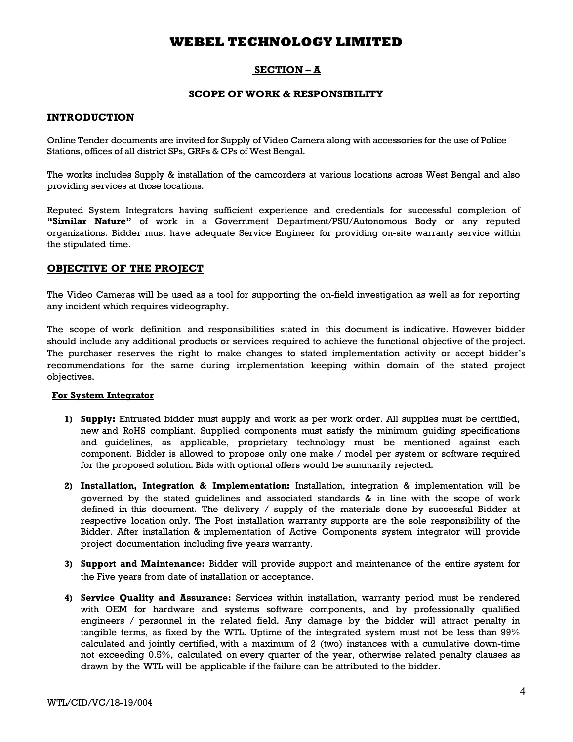# WEBEL TECHNOLOGY LIMITED

## SECTION – A

## SCOPE OF WORK & RESPONSIBILITY

### INTRODUCTION

Online Tender documents are invited for Supply of Video Camera along with accessories for the use of Police Stations, offices of all district SPs, GRPs & CPs of West Bengal.

The works includes Supply & installation of the camcorders at various locations across West Bengal and also providing services at those locations.

Reputed System Integrators having sufficient experience and credentials for successful completion of **"Similar Nature"** of work in a Government Department/PSU/Autonomous Body or any reputed organizations. Bidder must have adequate Service Engineer for providing on-site warranty service within the stipulated time.

### OBJECTIVE OF THE PROJECT

The Video Cameras will be used as a tool for supporting the on-field investigation as well as for reporting any incident which requires videography.

The scope of work definition and responsibilities stated in this document is indicative. However bidder should include any additional products or services required to achieve the functional objective of the project. The purchaser reserves the right to make changes to stated implementation activity or accept bidder's recommendations for the same during implementation keeping within domain of the stated project objectives.

**For System Integrator**

1) **Supply:** Entrusted bidder must supply and work as per work order. All supplies must be certified, new and RoHS compliant. Supplied components must satisfy the minimum guiding specifications and guidelines, as applicable, proprietary technology must be mentioned against each component. Bidder is allowed to propose only one make / model per system or software required for the proposed solution. Bids with optional offers would be summarily rejected.

2) **Installation, Integration & Implementation:** Installation, integration & implementation will be governed by the stated guidelines and associated standards & in line with the scope of work defined in this document. The delivery / supply of the materials done by successful Bidder at respective location only. The Post installation warranty supports are the sole responsibility of the Bidder. After installation & implementation of Active Components system integrator will provide project documentation including five years warranty.

3) **Support and Maintenance:** Bidder will provide support and maintenance of the entire system for the Five years from date of installation or acceptance.

4) **Service Quality and Assurance:** Services within installation, warranty period must be rendered with OEM for hardware and systems software components, and by professionally qualified engineers / personnel in the related field. Any damage by the bidder will attract penalty in tangible terms, as fixed by the WTL. Uptime of the integrated system must not be less than 99% calculated and jointly certified, with a maximum of 2 (two) instances with a cumulative down-time not exceeding 0.5%, calculated on every quarter of the year, otherwise related penalty clauses as drawn by the WTL will be applicable if the failure can be attributed to the bidder.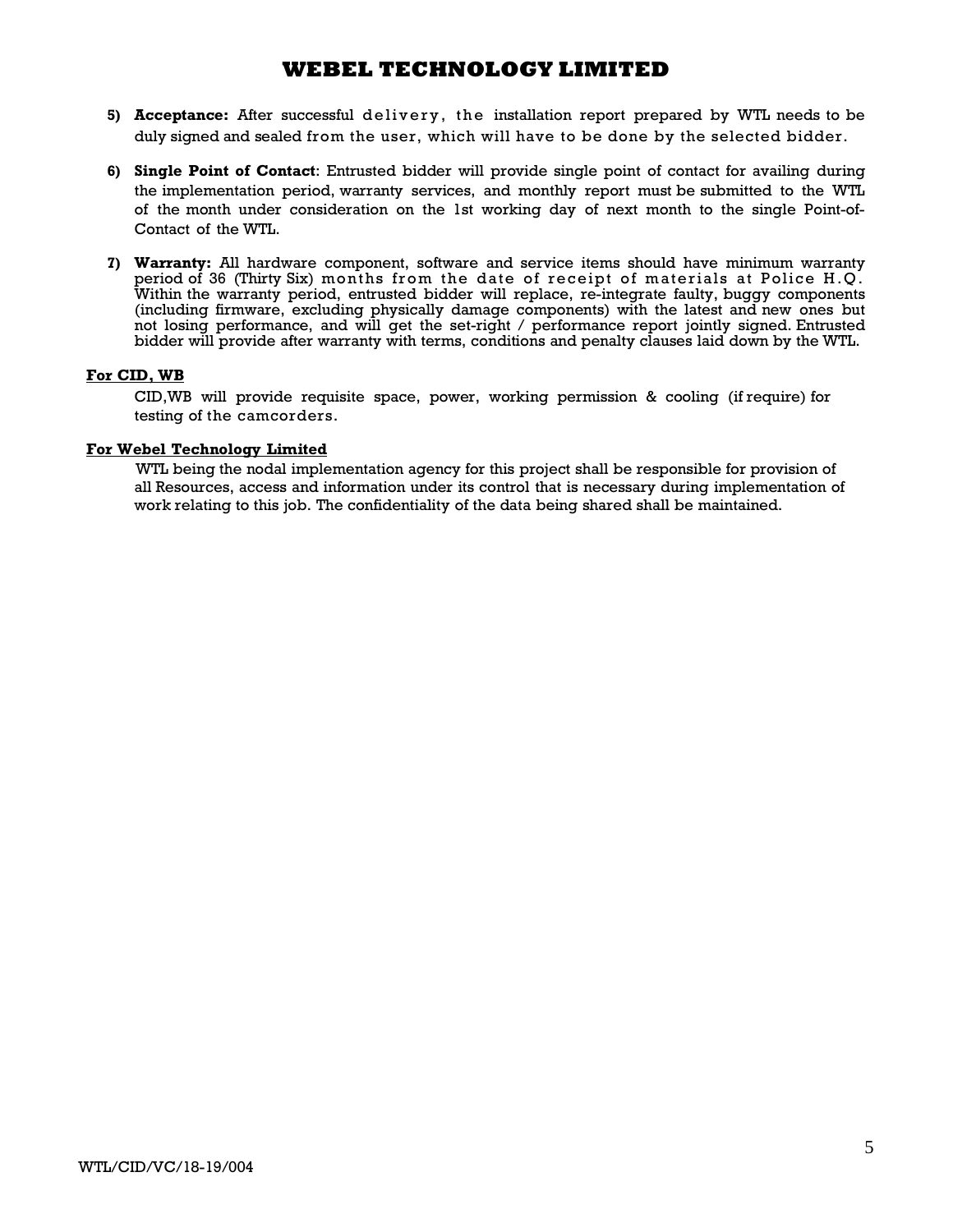5) **Acceptance:** After successful delivery, the installation report prepared by WTL needs to be duly signed and sealed from the user, which will have to be done by the selected bidder.

6) **Single Point of Contact**: Entrusted bidder will provide single point of contact for availing during the implementation period, warranty services, and monthly report must be submitted to the WTL of the month under consideration on the 1st working day of next month to the single Point-of-Contact of the WTL.

7) **Warranty:** All hardware component, software and service items should have minimum warranty period of 36 (Thirty Six) months from the date of receipt of materials at Police H.Q. Within the warranty period, entrusted bidder will replace, re-integrate faulty, buggy components (including firmware, excluding physically damage components) with the latest and new ones but not losing performance, and will get the set-right / performance report jointly signed. Entrusted bidder will provide after warranty with terms, conditions and penalty clauses laid down by the WTL.

**For CID, WB**

CID,WB will provide requisite space, power, working permission & cooling (if require) for testing of the camcorders.

**For Webel Technology Limited**

WTL being the nodal implementation agency for this project shall be responsible for provision of all Resources, access and information under its control that is necessary during implementation of work relating to this job. The confidentiality of the data being shared shall be maintained.

WTL/CID/VC/18-19/004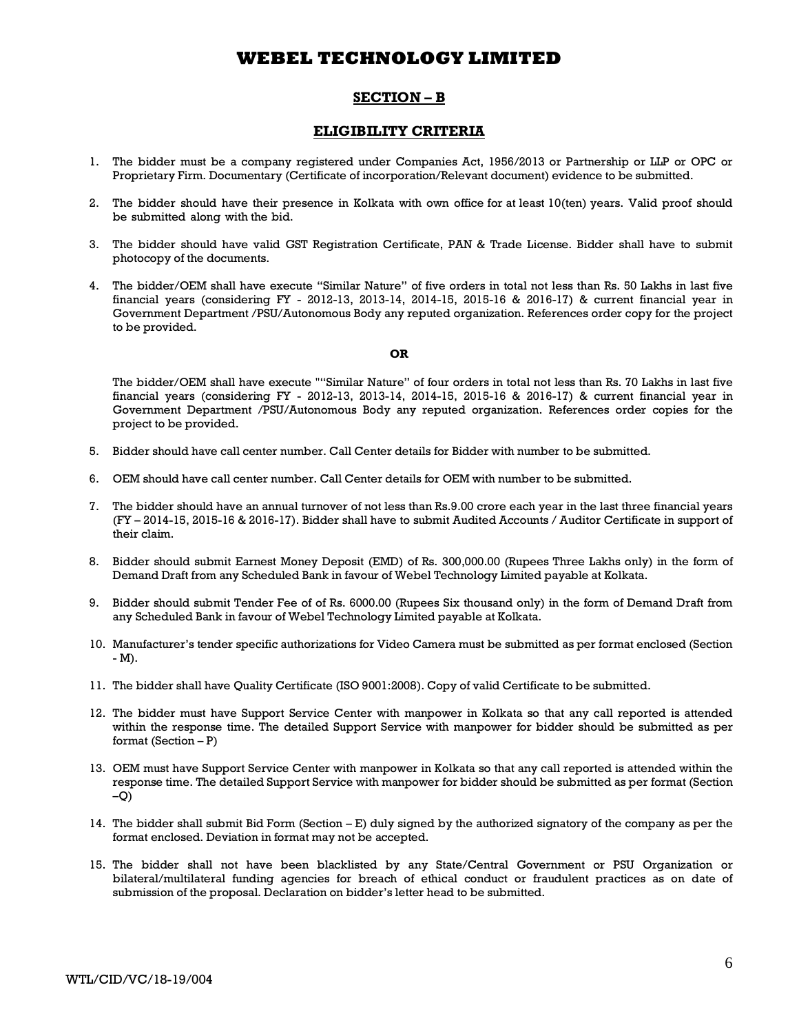# WEBEL TECHNOLOGY LIMITED

## SECTION – B

## ELIGIBILITY CRITERIA

1. The bidder must be a company registered under Companies Act, 1956/2013 or Partnership or LLP or OPC or Proprietary Firm. Documentary (Certificate of incorporation/Relevant document) evidence to be submitted.

2. The bidder should have their presence in Kolkata with own office for at least 10(ten) years. Valid proof should be submitted along with the bid.

3. The bidder should have valid GST Registration Certificate, PAN & Trade License. Bidder shall have to submit photocopy of the documents.

4. The bidder/OEM shall have execute "Similar Nature" of five orders in total not less than Rs. 50 Lakhs in last five financial years (considering FY - 2012-13, 2013-14, 2014-15, 2015-16 & 2016-17) & current financial year in Government Department /PSU/Autonomous Body any reputed organization. References order copy for the project to be provided.

   **OR**

   The bidder/OEM shall have execute ""Similar Nature" of four orders in total not less than Rs. 70 Lakhs in last five financial years (considering FY - 2012-13, 2013-14, 2014-15, 2015-16 & 2016-17) & current financial year in Government Department /PSU/Autonomous Body any reputed organization. References order copies for the project to be provided.

5. Bidder should have call center number. Call Center details for Bidder with number to be submitted.

6. OEM should have call center number. Call Center details for OEM with number to be submitted.

7. The bidder should have an annual turnover of not less than Rs.9.00 crore each year in the last three financial years (FY – 2014-15, 2015-16 & 2016-17). Bidder shall have to submit Audited Accounts / Auditor Certificate in support of their claim.

8. Bidder should submit Earnest Money Deposit (EMD) of Rs. 300,000.00 (Rupees Three Lakhs only) in the form of Demand Draft from any Scheduled Bank in favour of Webel Technology Limited payable at Kolkata.

9. Bidder should submit Tender Fee of of Rs. 6000.00 (Rupees Six thousand only) in the form of Demand Draft from any Scheduled Bank in favour of Webel Technology Limited payable at Kolkata.

10. Manufacturer's tender specific authorizations for Video Camera must be submitted as per format enclosed (Section - M).

11. The bidder shall have Quality Certificate (ISO 9001:2008). Copy of valid Certificate to be submitted.

12. The bidder must have Support Service Center with manpower in Kolkata so that any call reported is attended within the response time. The detailed Support Service with manpower for bidder should be submitted as per format (Section – P)

13. OEM must have Support Service Center with manpower in Kolkata so that any call reported is attended within the response time. The detailed Support Service with manpower for bidder should be submitted as per format (Section –Q)

14. The bidder shall submit Bid Form (Section – E) duly signed by the authorized signatory of the company as per the format enclosed. Deviation in format may not be accepted.

15. The bidder shall not have been blacklisted by any State/Central Government or PSU Organization or bilateral/multilateral funding agencies for breach of ethical conduct or fraudulent practices as on date of submission of the proposal. Declaration on bidder's letter head to be submitted.

WTL/CID/VC/18-19/004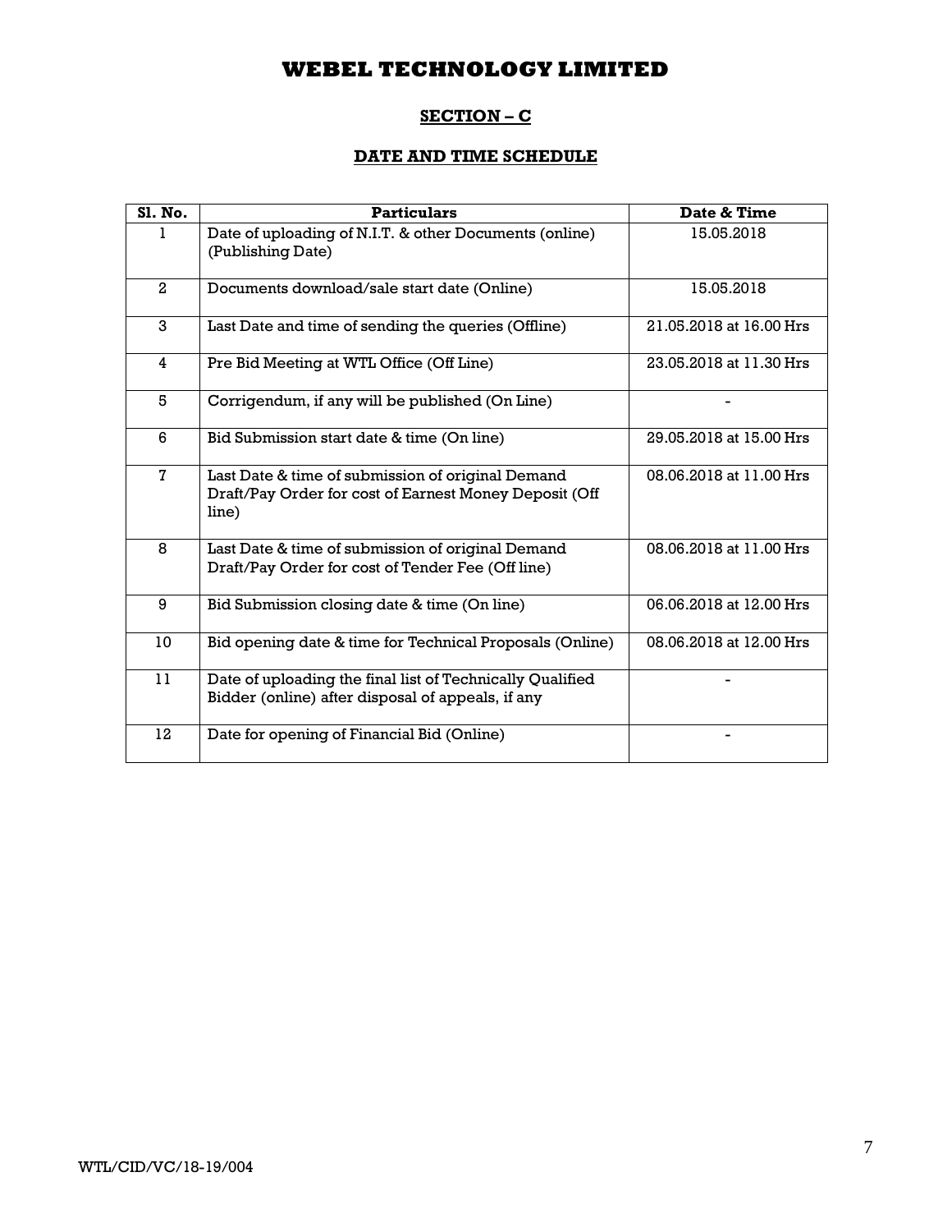# WEBEL TECHNOLOGY LIMITED

## SECTION – C

### DATE AND TIME SCHEDULE

| Sl. No. | Particulars | Date & Time |
|---|---|---|
| 1 | Date of uploading of N.I.T. & other Documents (online) (Publishing Date) | 15.05.2018 |
| 2 | Documents download/sale start date (Online) | 15.05.2018 |
| 3 | Last Date and time of sending the queries (Offline) | 21.05.2018 at 16.00 Hrs |
| 4 | Pre Bid Meeting at WTL Office (Off Line) | 23.05.2018 at 11.30 Hrs |
| 5 | Corrigendum, if any will be published (On Line) | - |
| 6 | Bid Submission start date & time (On line) | 29.05.2018 at 15.00 Hrs |
| 7 | Last Date & time of submission of original Demand Draft/Pay Order for cost of Earnest Money Deposit (Off line) | 08.06.2018 at 11.00 Hrs |
| 8 | Last Date & time of submission of original Demand Draft/Pay Order for cost of Tender Fee (Off line) | 08.06.2018 at 11.00 Hrs |
| 9 | Bid Submission closing date & time (On line) | 06.06.2018 at 12.00 Hrs |
| 10 | Bid opening date & time for Technical Proposals (Online) | 08.06.2018 at 12.00 Hrs |
| 11 | Date of uploading the final list of Technically Qualified Bidder (online) after disposal of appeals, if any | - |
| 12 | Date for opening of Financial Bid (Online) | - |

WTL/CID/VC/18-19/004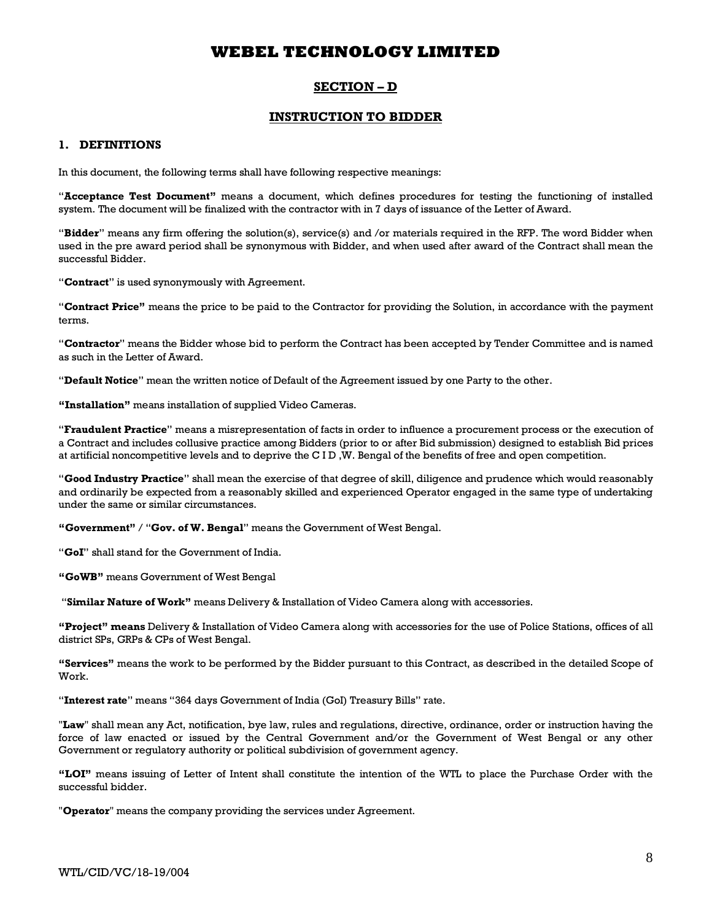# WEBEL TECHNOLOGY LIMITED

## SECTION – D

## INSTRUCTION TO BIDDER

### 1. DEFINITIONS

In this document, the following terms shall have following respective meanings:

"**Acceptance Test Document"** means a document, which defines procedures for testing the functioning of installed system. The document will be finalized with the contractor with in 7 days of issuance of the Letter of Award.

"**Bidder**" means any firm offering the solution(s), service(s) and /or materials required in the RFP. The word Bidder when used in the pre award period shall be synonymous with Bidder, and when used after award of the Contract shall mean the successful Bidder.

"**Contract**" is used synonymously with Agreement.

"**Contract Price"** means the price to be paid to the Contractor for providing the Solution, in accordance with the payment terms.

"**Contractor**" means the Bidder whose bid to perform the Contract has been accepted by Tender Committee and is named as such in the Letter of Award.

"**Default Notice**" mean the written notice of Default of the Agreement issued by one Party to the other.

**"Installation"** means installation of supplied Video Cameras.

"**Fraudulent Practice**" means a misrepresentation of facts in order to influence a procurement process or the execution of a Contract and includes collusive practice among Bidders (prior to or after Bid submission) designed to establish Bid prices at artificial noncompetitive levels and to deprive the C I D ,W. Bengal of the benefits of free and open competition.

"**Good Industry Practice**" shall mean the exercise of that degree of skill, diligence and prudence which would reasonably and ordinarily be expected from a reasonably skilled and experienced Operator engaged in the same type of undertaking under the same or similar circumstances.

**"Government"** / "**Gov. of W. Bengal**" means the Government of West Bengal.

"**GoI**" shall stand for the Government of India.

**"GoWB"** means Government of West Bengal

"**Similar Nature of Work"** means Delivery & Installation of Video Camera along with accessories.

**"Project" means** Delivery & Installation of Video Camera along with accessories for the use of Police Stations, offices of all district SPs, GRPs & CPs of West Bengal.

**"Services"** means the work to be performed by the Bidder pursuant to this Contract, as described in the detailed Scope of Work.

"**Interest rate**" means "364 days Government of India (GoI) Treasury Bills" rate.

"**Law**" shall mean any Act, notification, bye law, rules and regulations, directive, ordinance, order or instruction having the force of law enacted or issued by the Central Government and/or the Government of West Bengal or any other Government or regulatory authority or political subdivision of government agency.

**"LOI"** means issuing of Letter of Intent shall constitute the intention of the WTL to place the Purchase Order with the successful bidder.

"**Operator**" means the company providing the services under Agreement.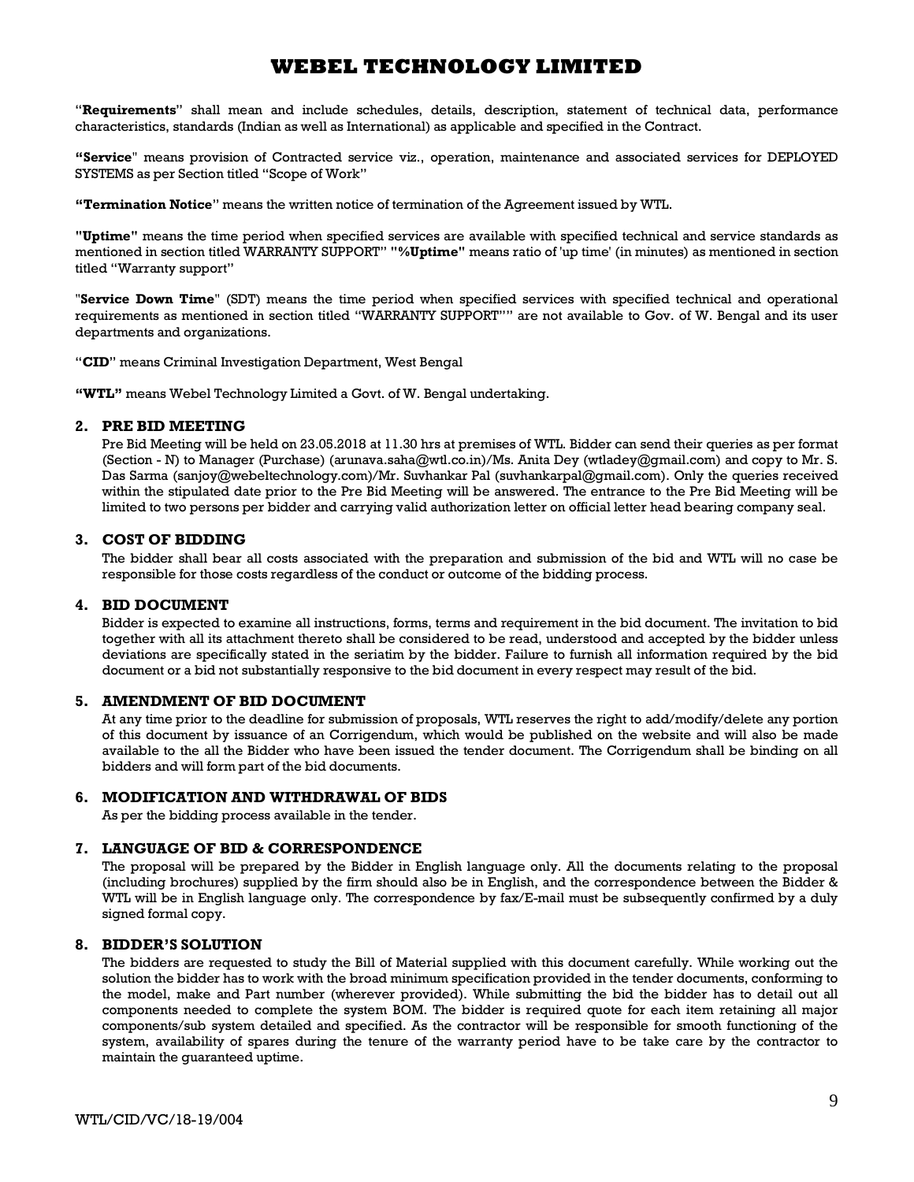"**Requirements**" shall mean and include schedules, details, description, statement of technical data, performance characteristics, standards (Indian as well as International) as applicable and specified in the Contract.

**"Service**" means provision of Contracted service viz., operation, maintenance and associated services for DEPLOYED SYSTEMS as per Section titled "Scope of Work"

**"Termination Notice**" means the written notice of termination of the Agreement issued by WTL.

**"Uptime"** means the time period when specified services are available with specified technical and service standards as mentioned in section titled WARRANTY SUPPORT" **"%Uptime"** means ratio of 'up time' (in minutes) as mentioned in section titled "Warranty support"

"**Service Down Time**" (SDT) means the time period when specified services with specified technical and operational requirements as mentioned in section titled "WARRANTY SUPPORT"" are not available to Gov. of W. Bengal and its user departments and organizations.

"**CID**" means Criminal Investigation Department, West Bengal

**"WTL"** means Webel Technology Limited a Govt. of W. Bengal undertaking.

## 2. PRE BID MEETING

Pre Bid Meeting will be held on 23.05.2018 at 11.30 hrs at premises of WTL. Bidder can send their queries as per format (Section - N) to Manager (Purchase) (arunava.saha@wtl.co.in)/Ms. Anita Dey (wtladey@gmail.com) and copy to Mr. S. Das Sarma (sanjoy@webeltechnology.com)/Mr. Suvhankar Pal (suvhankarpal@gmail.com). Only the queries received within the stipulated date prior to the Pre Bid Meeting will be answered. The entrance to the Pre Bid Meeting will be limited to two persons per bidder and carrying valid authorization letter on official letter head bearing company seal.

## 3. COST OF BIDDING

The bidder shall bear all costs associated with the preparation and submission of the bid and WTL will no case be responsible for those costs regardless of the conduct or outcome of the bidding process.

## 4. BID DOCUMENT

Bidder is expected to examine all instructions, forms, terms and requirement in the bid document. The invitation to bid together with all its attachment thereto shall be considered to be read, understood and accepted by the bidder unless deviations are specifically stated in the seriatim by the bidder. Failure to furnish all information required by the bid document or a bid not substantially responsive to the bid document in every respect may result of the bid.

## 5. AMENDMENT OF BID DOCUMENT

At any time prior to the deadline for submission of proposals, WTL reserves the right to add/modify/delete any portion of this document by issuance of an Corrigendum, which would be published on the website and will also be made available to the all the Bidder who have been issued the tender document. The Corrigendum shall be binding on all bidders and will form part of the bid documents.

## 6. MODIFICATION AND WITHDRAWAL OF BIDS

As per the bidding process available in the tender.

## 7. LANGUAGE OF BID & CORRESPONDENCE

The proposal will be prepared by the Bidder in English language only. All the documents relating to the proposal (including brochures) supplied by the firm should also be in English, and the correspondence between the Bidder & WTL will be in English language only. The correspondence by fax/E-mail must be subsequently confirmed by a duly signed formal copy.

## 8. BIDDER'S SOLUTION

The bidders are requested to study the Bill of Material supplied with this document carefully. While working out the solution the bidder has to work with the broad minimum specification provided in the tender documents, conforming to the model, make and Part number (wherever provided). While submitting the bid the bidder has to detail out all components needed to complete the system BOM. The bidder is required quote for each item retaining all major components/sub system detailed and specified. As the contractor will be responsible for smooth functioning of the system, availability of spares during the tenure of the warranty period have to be take care by the contractor to maintain the guaranteed uptime.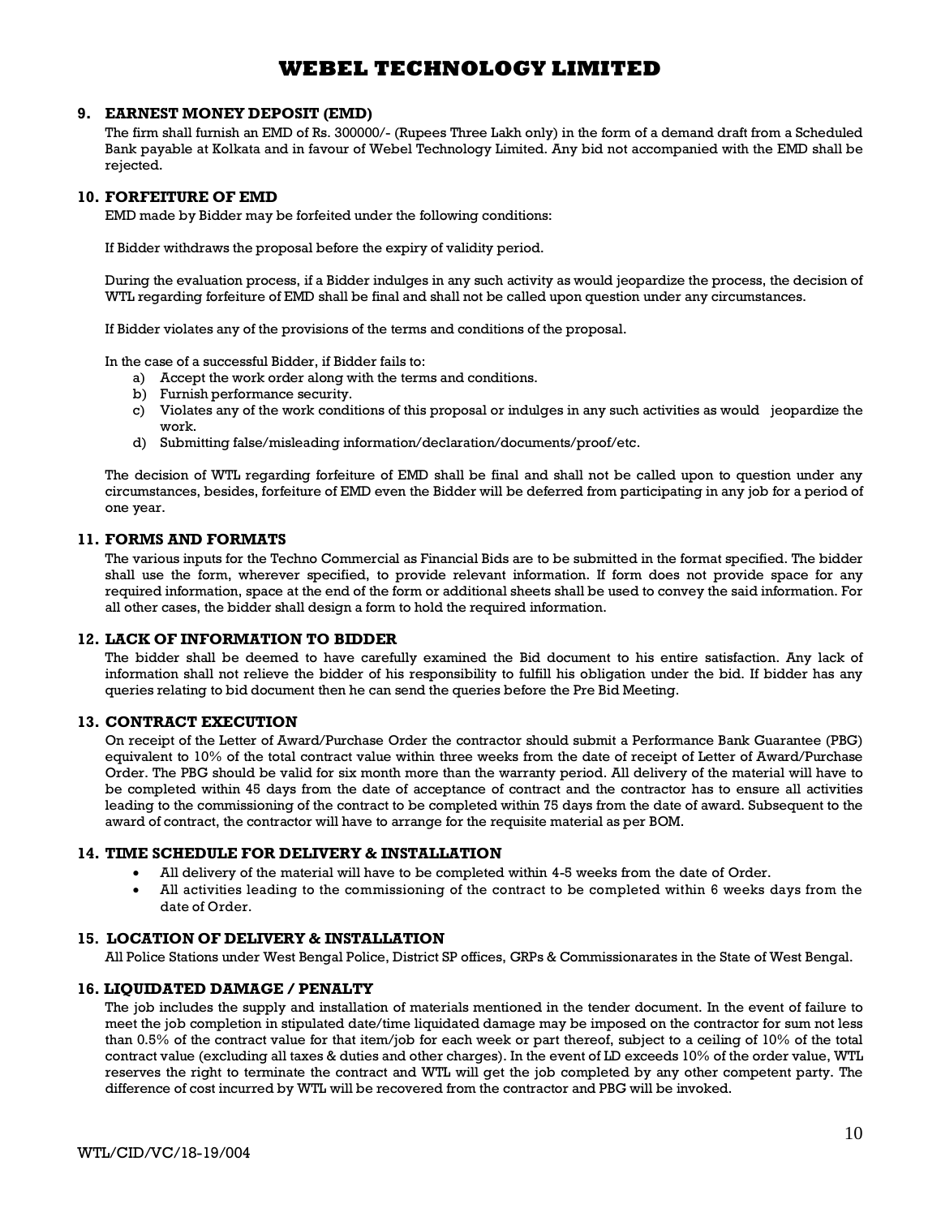## 9. EARNEST MONEY DEPOSIT (EMD)

The firm shall furnish an EMD of Rs. 300000/- (Rupees Three Lakh only) in the form of a demand draft from a Scheduled Bank payable at Kolkata and in favour of Webel Technology Limited. Any bid not accompanied with the EMD shall be rejected.

## 10. FORFEITURE OF EMD

EMD made by Bidder may be forfeited under the following conditions:

If Bidder withdraws the proposal before the expiry of validity period.

During the evaluation process, if a Bidder indulges in any such activity as would jeopardize the process, the decision of WTL regarding forfeiture of EMD shall be final and shall not be called upon question under any circumstances.

If Bidder violates any of the provisions of the terms and conditions of the proposal.

In the case of a successful Bidder, if Bidder fails to:

a) Accept the work order along with the terms and conditions.
b) Furnish performance security.
c) Violates any of the work conditions of this proposal or indulges in any such activities as would jeopardize the work.
d) Submitting false/misleading information/declaration/documents/proof/etc.

The decision of WTL regarding forfeiture of EMD shall be final and shall not be called upon to question under any circumstances, besides, forfeiture of EMD even the Bidder will be deferred from participating in any job for a period of one year.

## 11. FORMS AND FORMATS

The various inputs for the Techno Commercial as Financial Bids are to be submitted in the format specified. The bidder shall use the form, wherever specified, to provide relevant information. If form does not provide space for any required information, space at the end of the form or additional sheets shall be used to convey the said information. For all other cases, the bidder shall design a form to hold the required information.

## 12. LACK OF INFORMATION TO BIDDER

The bidder shall be deemed to have carefully examined the Bid document to his entire satisfaction. Any lack of information shall not relieve the bidder of his responsibility to fulfill his obligation under the bid. If bidder has any queries relating to bid document then he can send the queries before the Pre Bid Meeting.

## 13. CONTRACT EXECUTION

On receipt of the Letter of Award/Purchase Order the contractor should submit a Performance Bank Guarantee (PBG) equivalent to 10% of the total contract value within three weeks from the date of receipt of Letter of Award/Purchase Order. The PBG should be valid for six month more than the warranty period. All delivery of the material will have to be completed within 45 days from the date of acceptance of contract and the contractor has to ensure all activities leading to the commissioning of the contract to be completed within 75 days from the date of award. Subsequent to the award of contract, the contractor will have to arrange for the requisite material as per BOM.

## 14. TIME SCHEDULE FOR DELIVERY & INSTALLATION

- All delivery of the material will have to be completed within 4-5 weeks from the date of Order.
- All activities leading to the commissioning of the contract to be completed within 6 weeks days from the date of Order.

## 15. LOCATION OF DELIVERY & INSTALLATION

All Police Stations under West Bengal Police, District SP offices, GRPs & Commissionarates in the State of West Bengal.

## 16. LIQUIDATED DAMAGE / PENALTY

The job includes the supply and installation of materials mentioned in the tender document. In the event of failure to meet the job completion in stipulated date/time liquidated damage may be imposed on the contractor for sum not less than 0.5% of the contract value for that item/job for each week or part thereof, subject to a ceiling of 10% of the total contract value (excluding all taxes & duties and other charges). In the event of LD exceeds 10% of the order value, WTL reserves the right to terminate the contract and WTL will get the job completed by any other competent party. The difference of cost incurred by WTL will be recovered from the contractor and PBG will be invoked.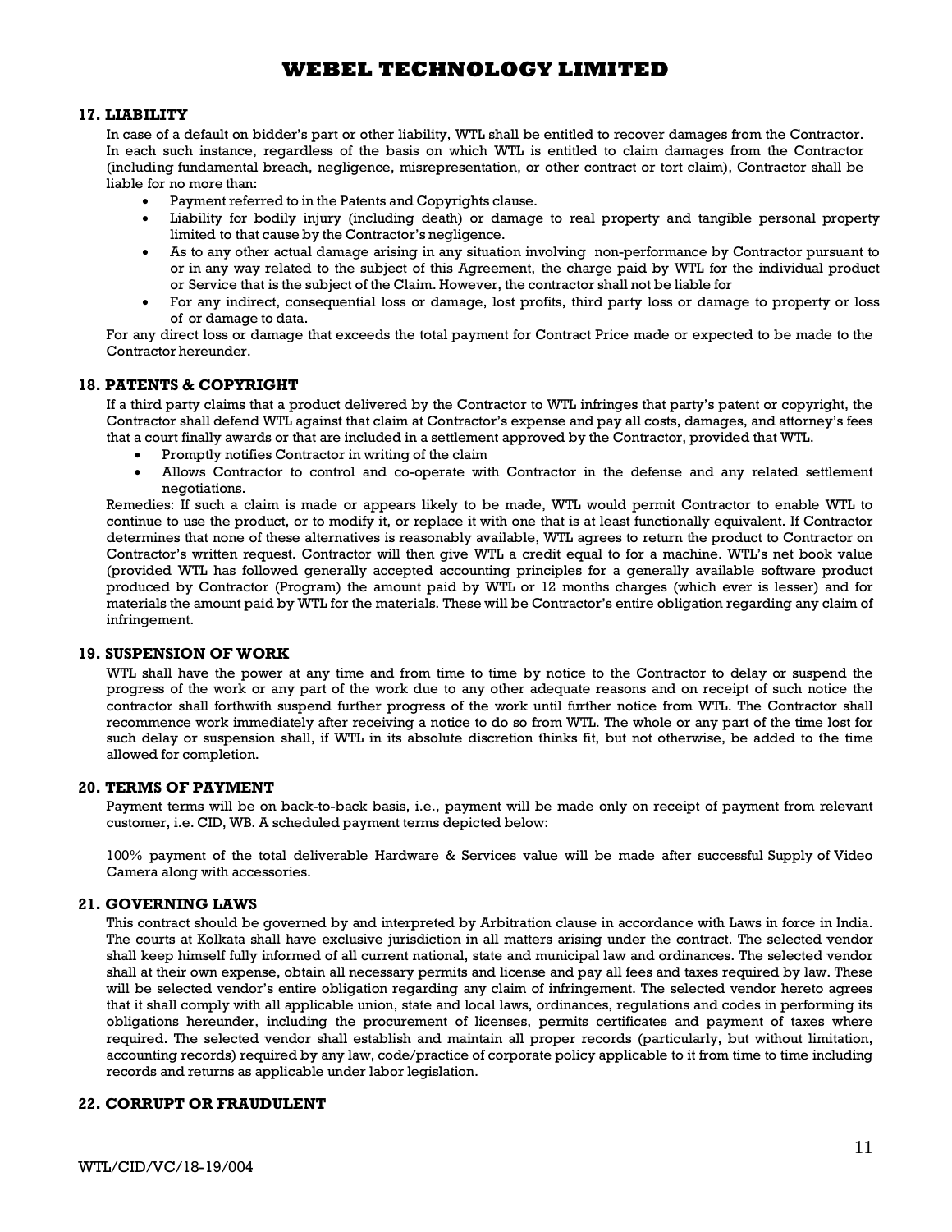### 17. LIABILITY

In case of a default on bidder's part or other liability, WTL shall be entitled to recover damages from the Contractor. In each such instance, regardless of the basis on which WTL is entitled to claim damages from the Contractor (including fundamental breach, negligence, misrepresentation, or other contract or tort claim), Contractor shall be liable for no more than:

- Payment referred to in the Patents and Copyrights clause.
- Liability for bodily injury (including death) or damage to real property and tangible personal property limited to that cause by the Contractor's negligence.
- As to any other actual damage arising in any situation involving non-performance by Contractor pursuant to or in any way related to the subject of this Agreement, the charge paid by WTL for the individual product or Service that is the subject of the Claim. However, the contractor shall not be liable for
- For any indirect, consequential loss or damage, lost profits, third party loss or damage to property or loss of or damage to data.

For any direct loss or damage that exceeds the total payment for Contract Price made or expected to be made to the Contractor hereunder.

### 18. PATENTS & COPYRIGHT

If a third party claims that a product delivered by the Contractor to WTL infringes that party's patent or copyright, the Contractor shall defend WTL against that claim at Contractor's expense and pay all costs, damages, and attorney's fees that a court finally awards or that are included in a settlement approved by the Contractor, provided that WTL.

- Promptly notifies Contractor in writing of the claim
- Allows Contractor to control and co-operate with Contractor in the defense and any related settlement negotiations.

Remedies: If such a claim is made or appears likely to be made, WTL would permit Contractor to enable WTL to continue to use the product, or to modify it, or replace it with one that is at least functionally equivalent. If Contractor determines that none of these alternatives is reasonably available, WTL agrees to return the product to Contractor on Contractor's written request. Contractor will then give WTL a credit equal to for a machine. WTL's net book value (provided WTL has followed generally accepted accounting principles for a generally available software product produced by Contractor (Program) the amount paid by WTL or 12 months charges (which ever is lesser) and for materials the amount paid by WTL for the materials. These will be Contractor's entire obligation regarding any claim of infringement.

### 19. SUSPENSION OF WORK

WTL shall have the power at any time and from time to time by notice to the Contractor to delay or suspend the progress of the work or any part of the work due to any other adequate reasons and on receipt of such notice the contractor shall forthwith suspend further progress of the work until further notice from WTL. The Contractor shall recommence work immediately after receiving a notice to do so from WTL. The whole or any part of the time lost for such delay or suspension shall, if WTL in its absolute discretion thinks fit, but not otherwise, be added to the time allowed for completion.

### 20. TERMS OF PAYMENT

Payment terms will be on back-to-back basis, i.e., payment will be made only on receipt of payment from relevant customer, i.e. CID, WB. A scheduled payment terms depicted below:

100% payment of the total deliverable Hardware & Services value will be made after successful Supply of Video Camera along with accessories.

### 21. GOVERNING LAWS

This contract should be governed by and interpreted by Arbitration clause in accordance with Laws in force in India. The courts at Kolkata shall have exclusive jurisdiction in all matters arising under the contract. The selected vendor shall keep himself fully informed of all current national, state and municipal law and ordinances. The selected vendor shall at their own expense, obtain all necessary permits and license and pay all fees and taxes required by law. These will be selected vendor's entire obligation regarding any claim of infringement. The selected vendor hereto agrees that it shall comply with all applicable union, state and local laws, ordinances, regulations and codes in performing its obligations hereunder, including the procurement of licenses, permits certificates and payment of taxes where required. The selected vendor shall establish and maintain all proper records (particularly, but without limitation, accounting records) required by any law, code/practice of corporate policy applicable to it from time to time including records and returns as applicable under labor legislation.

### 22. CORRUPT OR FRAUDULENT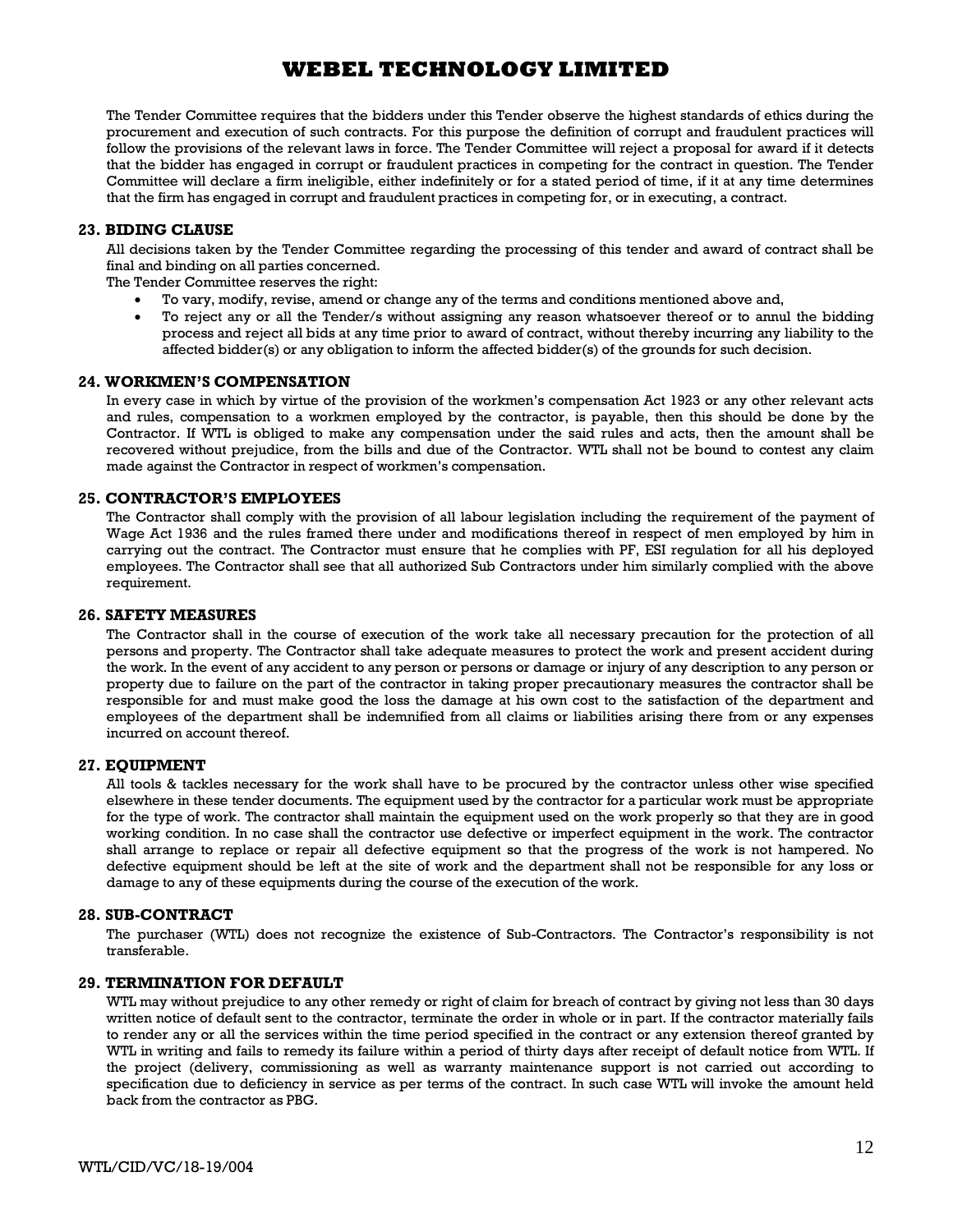The Tender Committee requires that the bidders under this Tender observe the highest standards of ethics during the procurement and execution of such contracts. For this purpose the definition of corrupt and fraudulent practices will follow the provisions of the relevant laws in force. The Tender Committee will reject a proposal for award if it detects that the bidder has engaged in corrupt or fraudulent practices in competing for the contract in question. The Tender Committee will declare a firm ineligible, either indefinitely or for a stated period of time, if it at any time determines that the firm has engaged in corrupt and fraudulent practices in competing for, or in executing, a contract.

### 23. BIDING CLAUSE

All decisions taken by the Tender Committee regarding the processing of this tender and award of contract shall be final and binding on all parties concerned.

The Tender Committee reserves the right:

- To vary, modify, revise, amend or change any of the terms and conditions mentioned above and,
- To reject any or all the Tender/s without assigning any reason whatsoever thereof or to annul the bidding process and reject all bids at any time prior to award of contract, without thereby incurring any liability to the affected bidder(s) or any obligation to inform the affected bidder(s) of the grounds for such decision.

### 24. WORKMEN'S COMPENSATION

In every case in which by virtue of the provision of the workmen's compensation Act 1923 or any other relevant acts and rules, compensation to a workmen employed by the contractor, is payable, then this should be done by the Contractor. If WTL is obliged to make any compensation under the said rules and acts, then the amount shall be recovered without prejudice, from the bills and due of the Contractor. WTL shall not be bound to contest any claim made against the Contractor in respect of workmen's compensation.

### 25. CONTRACTOR'S EMPLOYEES

The Contractor shall comply with the provision of all labour legislation including the requirement of the payment of Wage Act 1936 and the rules framed there under and modifications thereof in respect of men employed by him in carrying out the contract. The Contractor must ensure that he complies with PF, ESI regulation for all his deployed employees. The Contractor shall see that all authorized Sub Contractors under him similarly complied with the above requirement.

### 26. SAFETY MEASURES

The Contractor shall in the course of execution of the work take all necessary precaution for the protection of all persons and property. The Contractor shall take adequate measures to protect the work and present accident during the work. In the event of any accident to any person or persons or damage or injury of any description to any person or property due to failure on the part of the contractor in taking proper precautionary measures the contractor shall be responsible for and must make good the loss the damage at his own cost to the satisfaction of the department and employees of the department shall be indemnified from all claims or liabilities arising there from or any expenses incurred on account thereof.

### 27. EQUIPMENT

All tools & tackles necessary for the work shall have to be procured by the contractor unless other wise specified elsewhere in these tender documents. The equipment used by the contractor for a particular work must be appropriate for the type of work. The contractor shall maintain the equipment used on the work properly so that they are in good working condition. In no case shall the contractor use defective or imperfect equipment in the work. The contractor shall arrange to replace or repair all defective equipment so that the progress of the work is not hampered. No defective equipment should be left at the site of work and the department shall not be responsible for any loss or damage to any of these equipments during the course of the execution of the work.

### 28. SUB-CONTRACT

The purchaser (WTL) does not recognize the existence of Sub-Contractors. The Contractor's responsibility is not transferable.

### 29. TERMINATION FOR DEFAULT

WTL may without prejudice to any other remedy or right of claim for breach of contract by giving not less than 30 days written notice of default sent to the contractor, terminate the order in whole or in part. If the contractor materially fails to render any or all the services within the time period specified in the contract or any extension thereof granted by WTL in writing and fails to remedy its failure within a period of thirty days after receipt of default notice from WTL. If the project (delivery, commissioning as well as warranty maintenance support is not carried out according to specification due to deficiency in service as per terms of the contract. In such case WTL will invoke the amount held back from the contractor as PBG.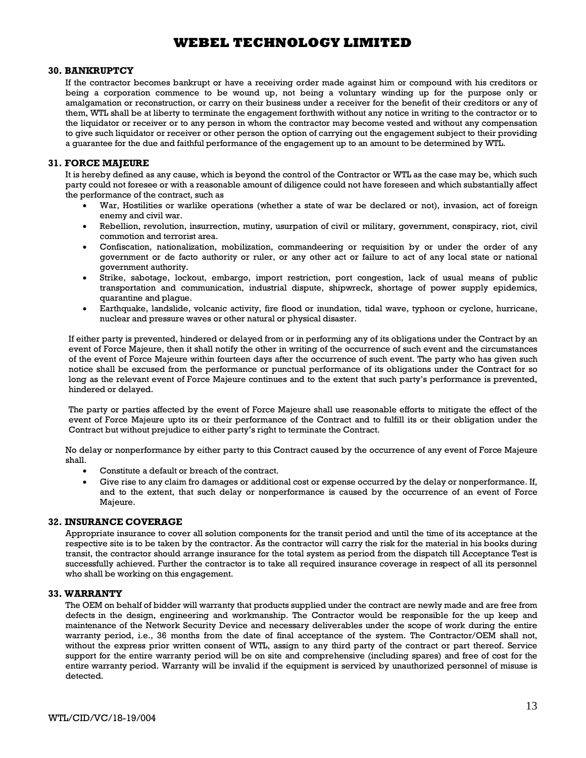### 30. BANKRUPTCY

If the contractor becomes bankrupt or have a receiving order made against him or compound with his creditors or being a corporation commence to be wound up, not being a voluntary winding up for the purpose only or amalgamation or reconstruction, or carry on their business under a receiver for the benefit of their creditors or any of them, WTL shall be at liberty to terminate the engagement forthwith without any notice in writing to the contractor or to the liquidator or receiver or to any person in whom the contractor may become vested and without any compensation to give such liquidator or receiver or other person the option of carrying out the engagement subject to their providing a guarantee for the due and faithful performance of the engagement up to an amount to be determined by WTL.

### 31. FORCE MAJEURE

It is hereby defined as any cause, which is beyond the control of the Contractor or WTL as the case may be, which such party could not foresee or with a reasonable amount of diligence could not have foreseen and which substantially affect the performance of the contract, such as

- War, Hostilities or warlike operations (whether a state of war be declared or not), invasion, act of foreign enemy and civil war.
- Rebellion, revolution, insurrection, mutiny, usurpation of civil or military, government, conspiracy, riot, civil commotion and terrorist area.
- Confiscation, nationalization, mobilization, commandeering or requisition by or under the order of any government or de facto authority or ruler, or any other act or failure to act of any local state or national government authority.
- Strike, sabotage, lockout, embargo, import restriction, port congestion, lack of usual means of public transportation and communication, industrial dispute, shipwreck, shortage of power supply epidemics, quarantine and plague.
- Earthquake, landslide, volcanic activity, fire flood or inundation, tidal wave, typhoon or cyclone, hurricane, nuclear and pressure waves or other natural or physical disaster.

If either party is prevented, hindered or delayed from or in performing any of its obligations under the Contract by an event of Force Majeure, then it shall notify the other in writing of the occurrence of such event and the circumstances of the event of Force Majeure within fourteen days after the occurrence of such event. The party who has given such notice shall be excused from the performance or punctual performance of its obligations under the Contract for so long as the relevant event of Force Majeure continues and to the extent that such party's performance is prevented, hindered or delayed.

The party or parties affected by the event of Force Majeure shall use reasonable efforts to mitigate the effect of the event of Force Majeure upto its or their performance of the Contract and to fulfill its or their obligation under the Contract but without prejudice to either party's right to terminate the Contract.

No delay or nonperformance by either party to this Contract caused by the occurrence of any event of Force Majeure shall.

- Constitute a default or breach of the contract.
- Give rise to any claim fro damages or additional cost or expense occurred by the delay or nonperformance. If, and to the extent, that such delay or nonperformance is caused by the occurrence of an event of Force Majeure.

### 32. INSURANCE COVERAGE

Appropriate insurance to cover all solution components for the transit period and until the time of its acceptance at the respective site is to be taken by the contractor. As the contractor will carry the risk for the material in his books during transit, the contractor should arrange insurance for the total system as period from the dispatch till Acceptance Test is successfully achieved. Further the contractor is to take all required insurance coverage in respect of all its personnel who shall be working on this engagement.

### 33. WARRANTY

The OEM on behalf of bidder will warranty that products supplied under the contract are newly made and are free from defects in the design, engineering and workmanship. The Contractor would be responsible for the up keep and maintenance of the Network Security Device and necessary deliverables under the scope of work during the entire warranty period, i.e., 36 months from the date of final acceptance of the system. The Contractor/OEM shall not, without the express prior written consent of WTL, assign to any third party of the contract or part thereof. Service support for the entire warranty period will be on site and comprehensive (including spares) and free of cost for the entire warranty period. Warranty will be invalid if the equipment is serviced by unauthorized personnel of misuse is detected.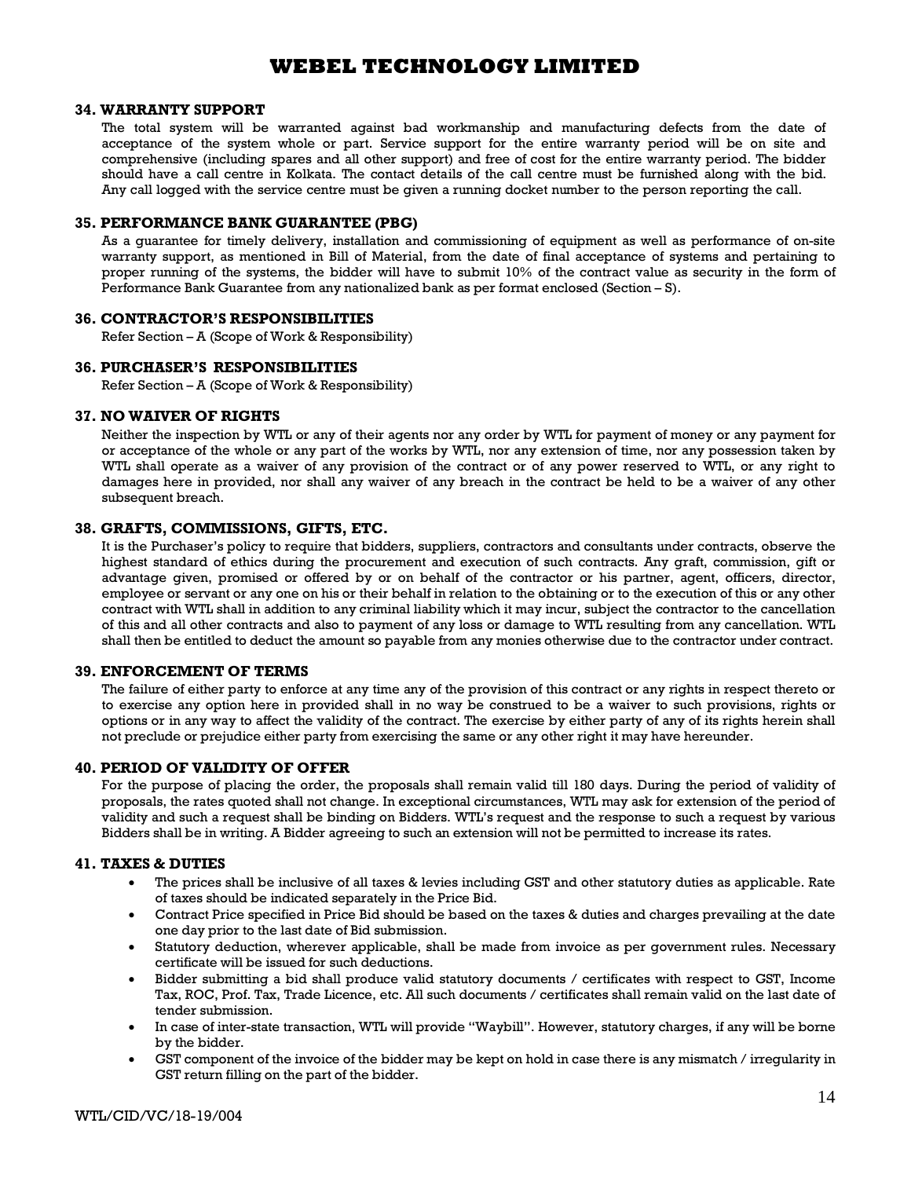### 34. WARRANTY SUPPORT

The total system will be warranted against bad workmanship and manufacturing defects from the date of acceptance of the system whole or part. Service support for the entire warranty period will be on site and comprehensive (including spares and all other support) and free of cost for the entire warranty period. The bidder should have a call centre in Kolkata. The contact details of the call centre must be furnished along with the bid. Any call logged with the service centre must be given a running docket number to the person reporting the call.

### 35. PERFORMANCE BANK GUARANTEE (PBG)

As a guarantee for timely delivery, installation and commissioning of equipment as well as performance of on-site warranty support, as mentioned in Bill of Material, from the date of final acceptance of systems and pertaining to proper running of the systems, the bidder will have to submit 10% of the contract value as security in the form of Performance Bank Guarantee from any nationalized bank as per format enclosed (Section – S).

### 36. CONTRACTOR'S RESPONSIBILITIES

Refer Section – A (Scope of Work & Responsibility)

### 36. PURCHASER'S RESPONSIBILITIES

Refer Section – A (Scope of Work & Responsibility)

### 37. NO WAIVER OF RIGHTS

Neither the inspection by WTL or any of their agents nor any order by WTL for payment of money or any payment for or acceptance of the whole or any part of the works by WTL, nor any extension of time, nor any possession taken by WTL shall operate as a waiver of any provision of the contract or of any power reserved to WTL, or any right to damages here in provided, nor shall any waiver of any breach in the contract be held to be a waiver of any other subsequent breach.

### 38. GRAFTS, COMMISSIONS, GIFTS, ETC.

It is the Purchaser's policy to require that bidders, suppliers, contractors and consultants under contracts, observe the highest standard of ethics during the procurement and execution of such contracts. Any graft, commission, gift or advantage given, promised or offered by or on behalf of the contractor or his partner, agent, officers, director, employee or servant or any one on his or their behalf in relation to the obtaining or to the execution of this or any other contract with WTL shall in addition to any criminal liability which it may incur, subject the contractor to the cancellation of this and all other contracts and also to payment of any loss or damage to WTL resulting from any cancellation. WTL shall then be entitled to deduct the amount so payable from any monies otherwise due to the contractor under contract.

### 39. ENFORCEMENT OF TERMS

The failure of either party to enforce at any time any of the provision of this contract or any rights in respect thereto or to exercise any option here in provided shall in no way be construed to be a waiver to such provisions, rights or options or in any way to affect the validity of the contract. The exercise by either party of any of its rights herein shall not preclude or prejudice either party from exercising the same or any other right it may have hereunder.

### 40. PERIOD OF VALIDITY OF OFFER

For the purpose of placing the order, the proposals shall remain valid till 180 days. During the period of validity of proposals, the rates quoted shall not change. In exceptional circumstances, WTL may ask for extension of the period of validity and such a request shall be binding on Bidders. WTL's request and the response to such a request by various Bidders shall be in writing. A Bidder agreeing to such an extension will not be permitted to increase its rates.

### 41. TAXES & DUTIES

- The prices shall be inclusive of all taxes & levies including GST and other statutory duties as applicable. Rate of taxes should be indicated separately in the Price Bid.
- Contract Price specified in Price Bid should be based on the taxes & duties and charges prevailing at the date one day prior to the last date of Bid submission.
- Statutory deduction, wherever applicable, shall be made from invoice as per government rules. Necessary certificate will be issued for such deductions.
- Bidder submitting a bid shall produce valid statutory documents / certificates with respect to GST, Income Tax, ROC, Prof. Tax, Trade Licence, etc. All such documents / certificates shall remain valid on the last date of tender submission.
- In case of inter-state transaction, WTL will provide "Waybill". However, statutory charges, if any will be borne by the bidder.
- GST component of the invoice of the bidder may be kept on hold in case there is any mismatch / irregularity in GST return filling on the part of the bidder.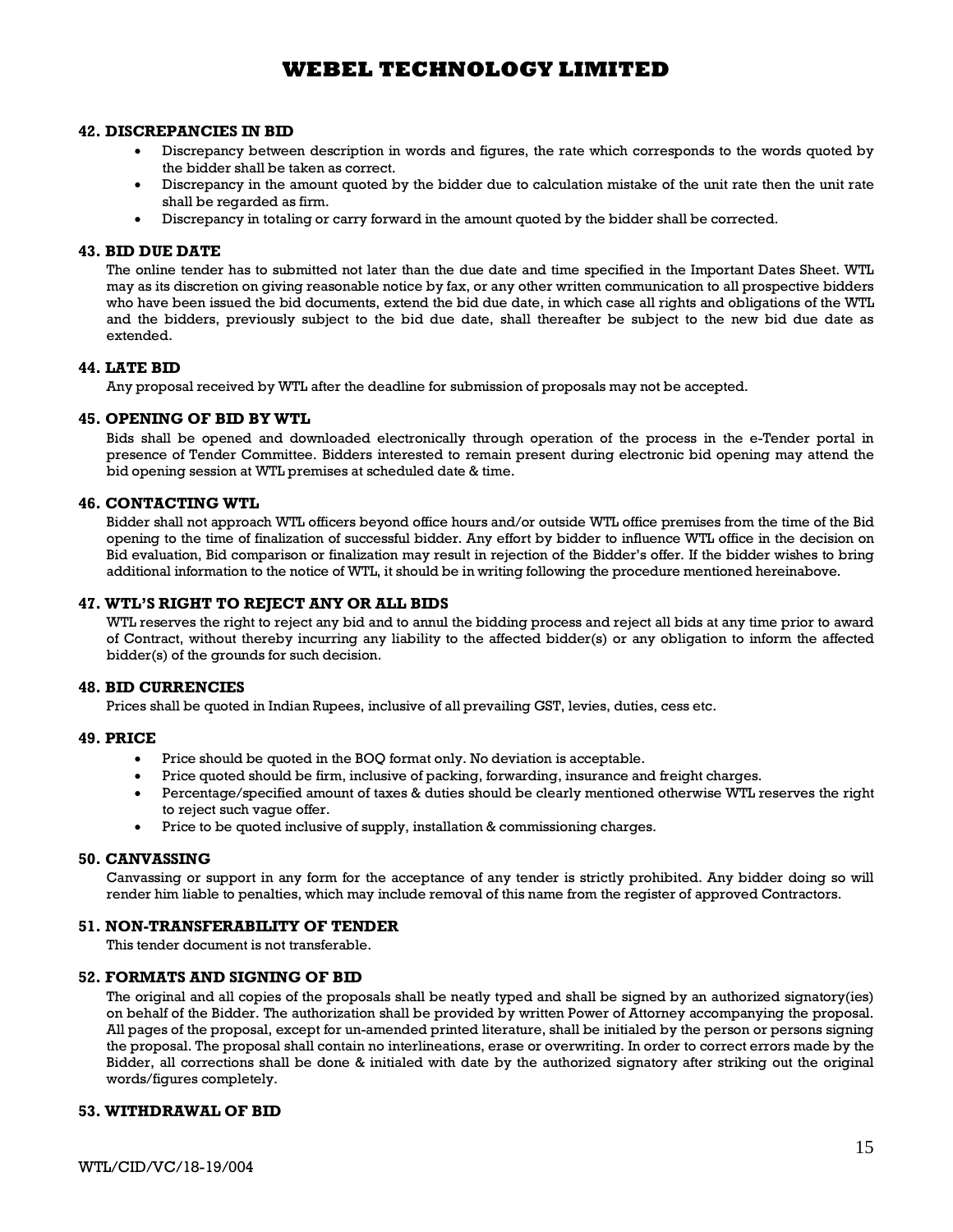### 42. DISCREPANCIES IN BID

- Discrepancy between description in words and figures, the rate which corresponds to the words quoted by the bidder shall be taken as correct.
- Discrepancy in the amount quoted by the bidder due to calculation mistake of the unit rate then the unit rate shall be regarded as firm.
- Discrepancy in totaling or carry forward in the amount quoted by the bidder shall be corrected.

### 43. BID DUE DATE

The online tender has to submitted not later than the due date and time specified in the Important Dates Sheet. WTL may as its discretion on giving reasonable notice by fax, or any other written communication to all prospective bidders who have been issued the bid documents, extend the bid due date, in which case all rights and obligations of the WTL and the bidders, previously subject to the bid due date, shall thereafter be subject to the new bid due date as extended.

### 44. LATE BID

Any proposal received by WTL after the deadline for submission of proposals may not be accepted.

### 45. OPENING OF BID BY WTL

Bids shall be opened and downloaded electronically through operation of the process in the e-Tender portal in presence of Tender Committee. Bidders interested to remain present during electronic bid opening may attend the bid opening session at WTL premises at scheduled date & time.

### 46. CONTACTING WTL

Bidder shall not approach WTL officers beyond office hours and/or outside WTL office premises from the time of the Bid opening to the time of finalization of successful bidder. Any effort by bidder to influence WTL office in the decision on Bid evaluation, Bid comparison or finalization may result in rejection of the Bidder's offer. If the bidder wishes to bring additional information to the notice of WTL, it should be in writing following the procedure mentioned hereinabove.

### 47. WTL'S RIGHT TO REJECT ANY OR ALL BIDS

WTL reserves the right to reject any bid and to annul the bidding process and reject all bids at any time prior to award of Contract, without thereby incurring any liability to the affected bidder(s) or any obligation to inform the affected bidder(s) of the grounds for such decision.

### 48. BID CURRENCIES

Prices shall be quoted in Indian Rupees, inclusive of all prevailing GST, levies, duties, cess etc.

### 49. PRICE

- Price should be quoted in the BOQ format only. No deviation is acceptable.
- Price quoted should be firm, inclusive of packing, forwarding, insurance and freight charges.
- Percentage/specified amount of taxes & duties should be clearly mentioned otherwise WTL reserves the right to reject such vague offer.
- Price to be quoted inclusive of supply, installation & commissioning charges.

### 50. CANVASSING

Canvassing or support in any form for the acceptance of any tender is strictly prohibited. Any bidder doing so will render him liable to penalties, which may include removal of this name from the register of approved Contractors.

### 51. NON-TRANSFERABILITY OF TENDER

This tender document is not transferable.

### 52. FORMATS AND SIGNING OF BID

The original and all copies of the proposals shall be neatly typed and shall be signed by an authorized signatory(ies) on behalf of the Bidder. The authorization shall be provided by written Power of Attorney accompanying the proposal. All pages of the proposal, except for un-amended printed literature, shall be initialed by the person or persons signing the proposal. The proposal shall contain no interlineations, erase or overwriting. In order to correct errors made by the Bidder, all corrections shall be done & initialed with date by the authorized signatory after striking out the original words/figures completely.

### 53. WITHDRAWAL OF BID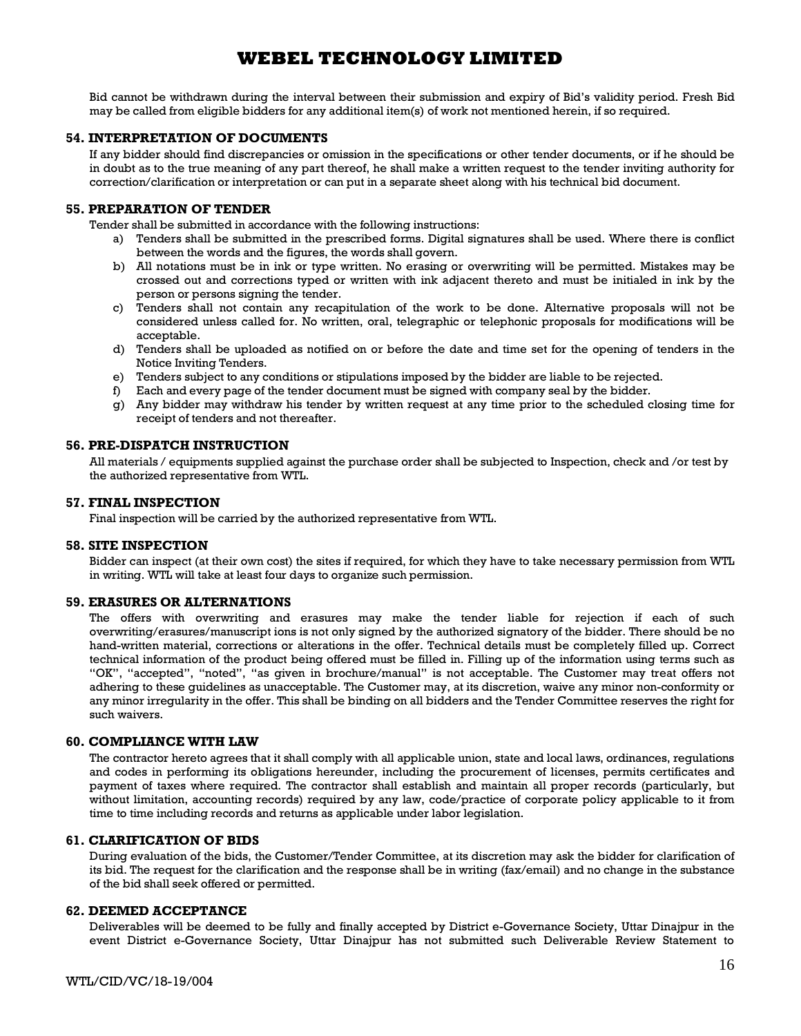Bid cannot be withdrawn during the interval between their submission and expiry of Bid's validity period. Fresh Bid may be called from eligible bidders for any additional item(s) of work not mentioned herein, if so required.

### 54. INTERPRETATION OF DOCUMENTS

If any bidder should find discrepancies or omission in the specifications or other tender documents, or if he should be in doubt as to the true meaning of any part thereof, he shall make a written request to the tender inviting authority for correction/clarification or interpretation or can put in a separate sheet along with his technical bid document.

### 55. PREPARATION OF TENDER

Tender shall be submitted in accordance with the following instructions:

a) Tenders shall be submitted in the prescribed forms. Digital signatures shall be used. Where there is conflict between the words and the figures, the words shall govern.
b) All notations must be in ink or type written. No erasing or overwriting will be permitted. Mistakes may be crossed out and corrections typed or written with ink adjacent thereto and must be initialed in ink by the person or persons signing the tender.
c) Tenders shall not contain any recapitulation of the work to be done. Alternative proposals will not be considered unless called for. No written, oral, telegraphic or telephonic proposals for modifications will be acceptable.
d) Tenders shall be uploaded as notified on or before the date and time set for the opening of tenders in the Notice Inviting Tenders.
e) Tenders subject to any conditions or stipulations imposed by the bidder are liable to be rejected.
f) Each and every page of the tender document must be signed with company seal by the bidder.
g) Any bidder may withdraw his tender by written request at any time prior to the scheduled closing time for receipt of tenders and not thereafter.

### 56. PRE-DISPATCH INSTRUCTION

All materials / equipments supplied against the purchase order shall be subjected to Inspection, check and /or test by the authorized representative from WTL.

### 57. FINAL INSPECTION

Final inspection will be carried by the authorized representative from WTL.

### 58. SITE INSPECTION

Bidder can inspect (at their own cost) the sites if required, for which they have to take necessary permission from WTL in writing. WTL will take at least four days to organize such permission.

### 59. ERASURES OR ALTERNATIONS

The offers with overwriting and erasures may make the tender liable for rejection if each of such overwriting/erasures/manuscript ions is not only signed by the authorized signatory of the bidder. There should be no hand-written material, corrections or alterations in the offer. Technical details must be completely filled up. Correct technical information of the product being offered must be filled in. Filling up of the information using terms such as "OK", "accepted", "noted", "as given in brochure/manual" is not acceptable. The Customer may treat offers not adhering to these guidelines as unacceptable. The Customer may, at its discretion, waive any minor non-conformity or any minor irregularity in the offer. This shall be binding on all bidders and the Tender Committee reserves the right for such waivers.

### 60. COMPLIANCE WITH LAW

The contractor hereto agrees that it shall comply with all applicable union, state and local laws, ordinances, regulations and codes in performing its obligations hereunder, including the procurement of licenses, permits certificates and payment of taxes where required. The contractor shall establish and maintain all proper records (particularly, but without limitation, accounting records) required by any law, code/practice of corporate policy applicable to it from time to time including records and returns as applicable under labor legislation.

### 61. CLARIFICATION OF BIDS

During evaluation of the bids, the Customer/Tender Committee, at its discretion may ask the bidder for clarification of its bid. The request for the clarification and the response shall be in writing (fax/email) and no change in the substance of the bid shall seek offered or permitted.

### 62. DEEMED ACCEPTANCE

Deliverables will be deemed to be fully and finally accepted by District e-Governance Society, Uttar Dinajpur in the event District e-Governance Society, Uttar Dinajpur has not submitted such Deliverable Review Statement to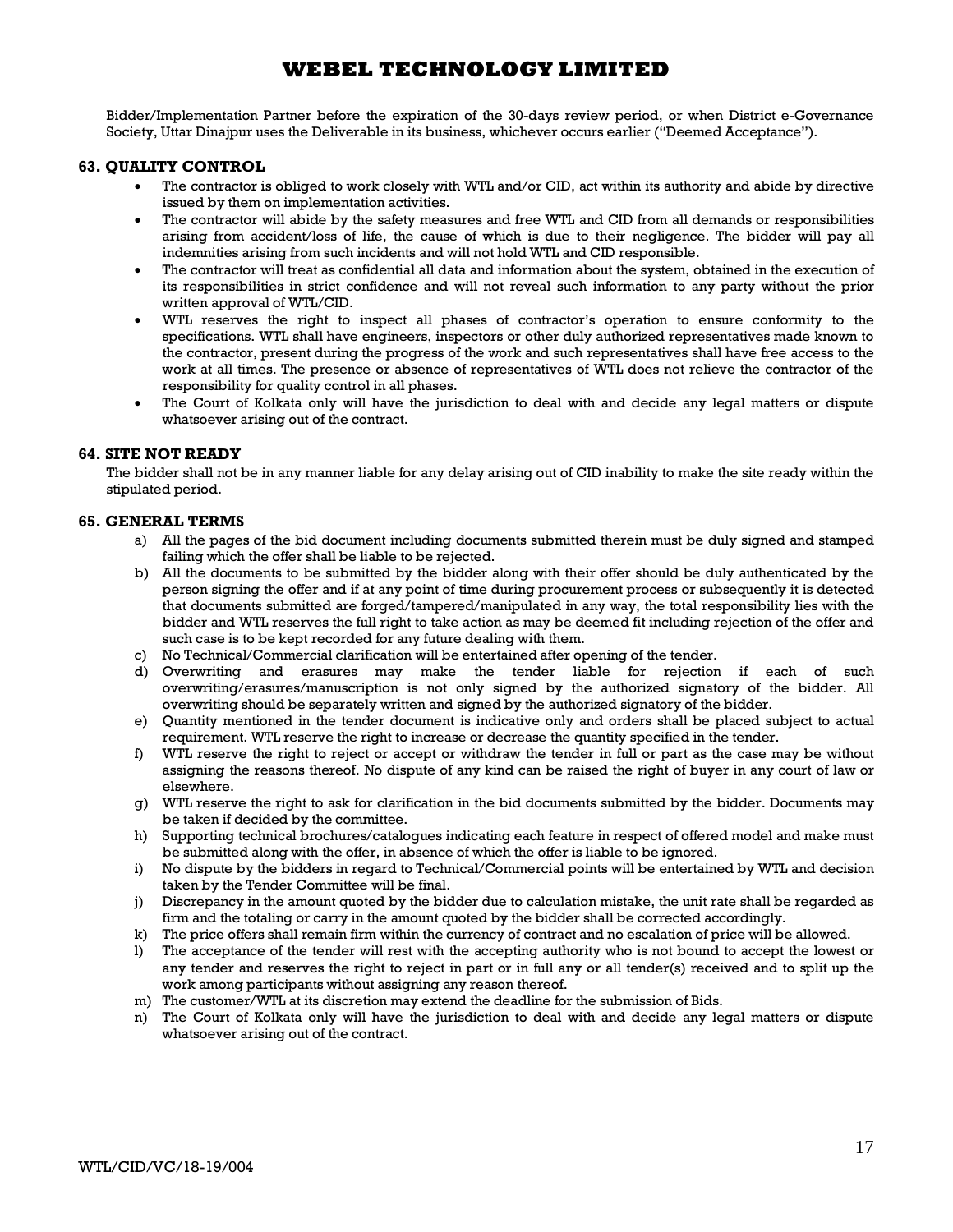Bidder/Implementation Partner before the expiration of the 30-days review period, or when District e-Governance Society, Uttar Dinajpur uses the Deliverable in its business, whichever occurs earlier ("Deemed Acceptance").

### 63. QUALITY CONTROL

- The contractor is obliged to work closely with WTL and/or CID, act within its authority and abide by directive issued by them on implementation activities.
- The contractor will abide by the safety measures and free WTL and CID from all demands or responsibilities arising from accident/loss of life, the cause of which is due to their negligence. The bidder will pay all indemnities arising from such incidents and will not hold WTL and CID responsible.
- The contractor will treat as confidential all data and information about the system, obtained in the execution of its responsibilities in strict confidence and will not reveal such information to any party without the prior written approval of WTL/CID.
- WTL reserves the right to inspect all phases of contractor's operation to ensure conformity to the specifications. WTL shall have engineers, inspectors or other duly authorized representatives made known to the contractor, present during the progress of the work and such representatives shall have free access to the work at all times. The presence or absence of representatives of WTL does not relieve the contractor of the responsibility for quality control in all phases.
- The Court of Kolkata only will have the jurisdiction to deal with and decide any legal matters or dispute whatsoever arising out of the contract.

### 64. SITE NOT READY

The bidder shall not be in any manner liable for any delay arising out of CID inability to make the site ready within the stipulated period.

### 65. GENERAL TERMS

a) All the pages of the bid document including documents submitted therein must be duly signed and stamped failing which the offer shall be liable to be rejected.

b) All the documents to be submitted by the bidder along with their offer should be duly authenticated by the person signing the offer and if at any point of time during procurement process or subsequently it is detected that documents submitted are forged/tampered/manipulated in any way, the total responsibility lies with the bidder and WTL reserves the full right to take action as may be deemed fit including rejection of the offer and such case is to be kept recorded for any future dealing with them.

c) No Technical/Commercial clarification will be entertained after opening of the tender.

d) Overwriting and erasures may make the tender liable for rejection if each of such overwriting/erasures/manuscription is not only signed by the authorized signatory of the bidder. All overwriting should be separately written and signed by the authorized signatory of the bidder.

e) Quantity mentioned in the tender document is indicative only and orders shall be placed subject to actual requirement. WTL reserve the right to increase or decrease the quantity specified in the tender.

f) WTL reserve the right to reject or accept or withdraw the tender in full or part as the case may be without assigning the reasons thereof. No dispute of any kind can be raised the right of buyer in any court of law or elsewhere.

g) WTL reserve the right to ask for clarification in the bid documents submitted by the bidder. Documents may be taken if decided by the committee.

h) Supporting technical brochures/catalogues indicating each feature in respect of offered model and make must be submitted along with the offer, in absence of which the offer is liable to be ignored.

i) No dispute by the bidders in regard to Technical/Commercial points will be entertained by WTL and decision taken by the Tender Committee will be final.

j) Discrepancy in the amount quoted by the bidder due to calculation mistake, the unit rate shall be regarded as firm and the totaling or carry in the amount quoted by the bidder shall be corrected accordingly.

k) The price offers shall remain firm within the currency of contract and no escalation of price will be allowed.

l) The acceptance of the tender will rest with the accepting authority who is not bound to accept the lowest or any tender and reserves the right to reject in part or in full any or all tender(s) received and to split up the work among participants without assigning any reason thereof.

m) The customer/WTL at its discretion may extend the deadline for the submission of Bids.

n) The Court of Kolkata only will have the jurisdiction to deal with and decide any legal matters or dispute whatsoever arising out of the contract.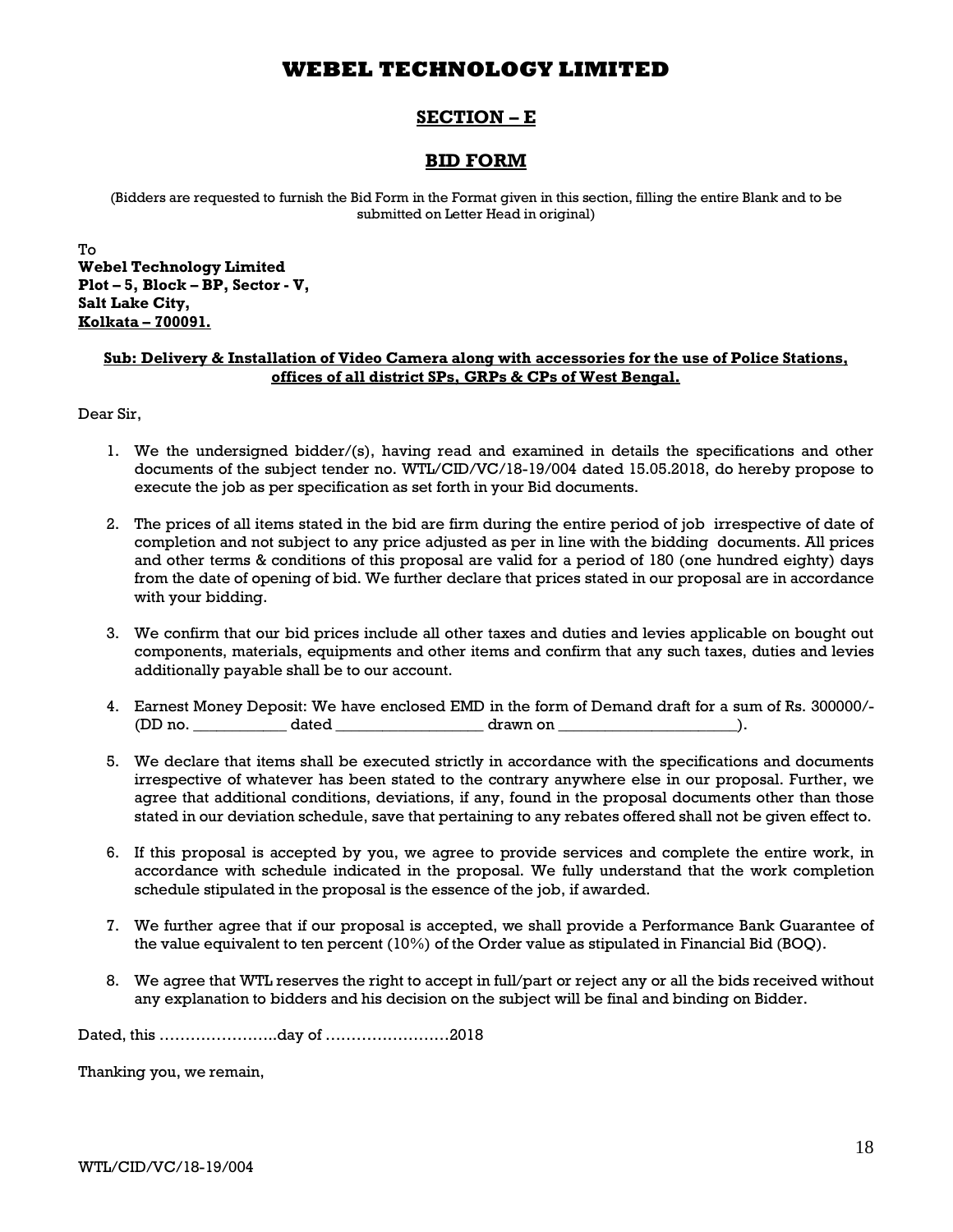# WEBEL TECHNOLOGY LIMITED

## SECTION – E

## BID FORM

(Bidders are requested to furnish the Bid Form in the Format given in this section, filling the entire Blank and to be submitted on Letter Head in original)

To
**Webel Technology Limited**
**Plot – 5, Block – BP, Sector - V,**
**Salt Lake City,**
**Kolkata – 700091.**

**Sub: Delivery & Installation of Video Camera along with accessories for the use of Police Stations, offices of all district SPs, GRPs & CPs of West Bengal.**

Dear Sir,

1. We the undersigned bidder/(s), having read and examined in details the specifications and other documents of the subject tender no. WTL/CID/VC/18-19/004 dated 15.05.2018, do hereby propose to execute the job as per specification as set forth in your Bid documents.

2. The prices of all items stated in the bid are firm during the entire period of job irrespective of date of completion and not subject to any price adjusted as per in line with the bidding documents. All prices and other terms & conditions of this proposal are valid for a period of 180 (one hundred eighty) days from the date of opening of bid. We further declare that prices stated in our proposal are in accordance with your bidding.

3. We confirm that our bid prices include all other taxes and duties and levies applicable on bought out components, materials, equipments and other items and confirm that any such taxes, duties and levies additionally payable shall be to our account.

4. Earnest Money Deposit: We have enclosed EMD in the form of Demand draft for a sum of Rs. 300000/- (DD no. ___________ dated _________________ drawn on _____________________).

5. We declare that items shall be executed strictly in accordance with the specifications and documents irrespective of whatever has been stated to the contrary anywhere else in our proposal. Further, we agree that additional conditions, deviations, if any, found in the proposal documents other than those stated in our deviation schedule, save that pertaining to any rebates offered shall not be given effect to.

6. If this proposal is accepted by you, we agree to provide services and complete the entire work, in accordance with schedule indicated in the proposal. We fully understand that the work completion schedule stipulated in the proposal is the essence of the job, if awarded.

7. We further agree that if our proposal is accepted, we shall provide a Performance Bank Guarantee of the value equivalent to ten percent (10%) of the Order value as stipulated in Financial Bid (BOQ).

8. We agree that WTL reserves the right to accept in full/part or reject any or all the bids received without any explanation to bidders and his decision on the subject will be final and binding on Bidder.

Dated, this …………………..day of ……………………2018

Thanking you, we remain,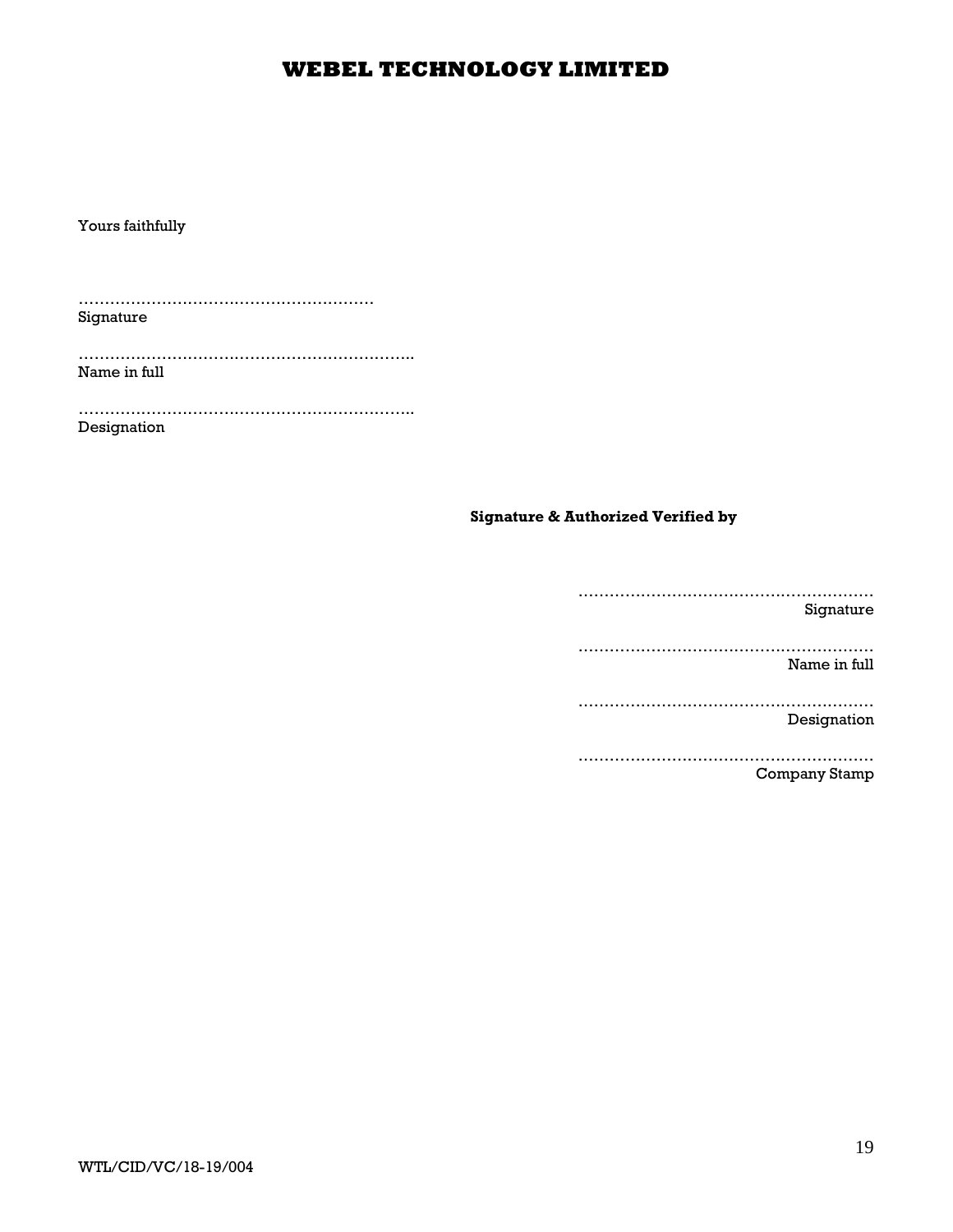Yours faithfully

…………………………………………………
Signature

……………………………………………………….
Name in full

……………………………………………………….
Designation

**Signature & Authorized Verified by**

…………………………………………………
Signature

…………………………………………………
Name in full

…………………………………………………
Designation

…………………………………………………
Company Stamp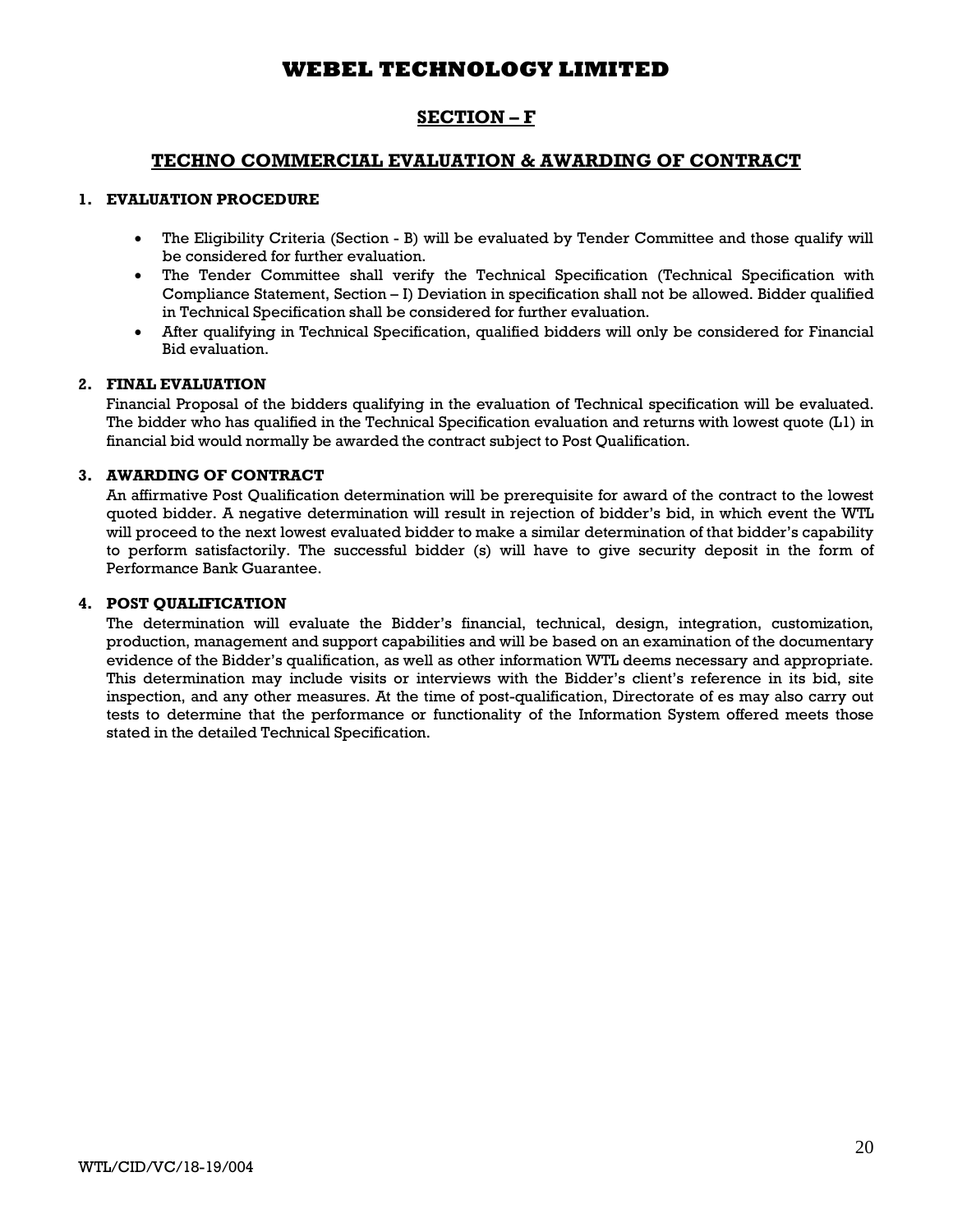# WEBEL TECHNOLOGY LIMITED

## SECTION – F

## TECHNO COMMERCIAL EVALUATION & AWARDING OF CONTRACT

### 1. EVALUATION PROCEDURE

- The Eligibility Criteria (Section - B) will be evaluated by Tender Committee and those qualify will be considered for further evaluation.
- The Tender Committee shall verify the Technical Specification (Technical Specification with Compliance Statement, Section – I) Deviation in specification shall not be allowed. Bidder qualified in Technical Specification shall be considered for further evaluation.
- After qualifying in Technical Specification, qualified bidders will only be considered for Financial Bid evaluation.

### 2. FINAL EVALUATION

Financial Proposal of the bidders qualifying in the evaluation of Technical specification will be evaluated. The bidder who has qualified in the Technical Specification evaluation and returns with lowest quote (L1) in financial bid would normally be awarded the contract subject to Post Qualification.

### 3. AWARDING OF CONTRACT

An affirmative Post Qualification determination will be prerequisite for award of the contract to the lowest quoted bidder. A negative determination will result in rejection of bidder's bid, in which event the WTL will proceed to the next lowest evaluated bidder to make a similar determination of that bidder's capability to perform satisfactorily. The successful bidder (s) will have to give security deposit in the form of Performance Bank Guarantee.

### 4. POST QUALIFICATION

The determination will evaluate the Bidder's financial, technical, design, integration, customization, production, management and support capabilities and will be based on an examination of the documentary evidence of the Bidder's qualification, as well as other information WTL deems necessary and appropriate. This determination may include visits or interviews with the Bidder's client's reference in its bid, site inspection, and any other measures. At the time of post-qualification, Directorate of es may also carry out tests to determine that the performance or functionality of the Information System offered meets those stated in the detailed Technical Specification.

WTL/CID/VC/18-19/004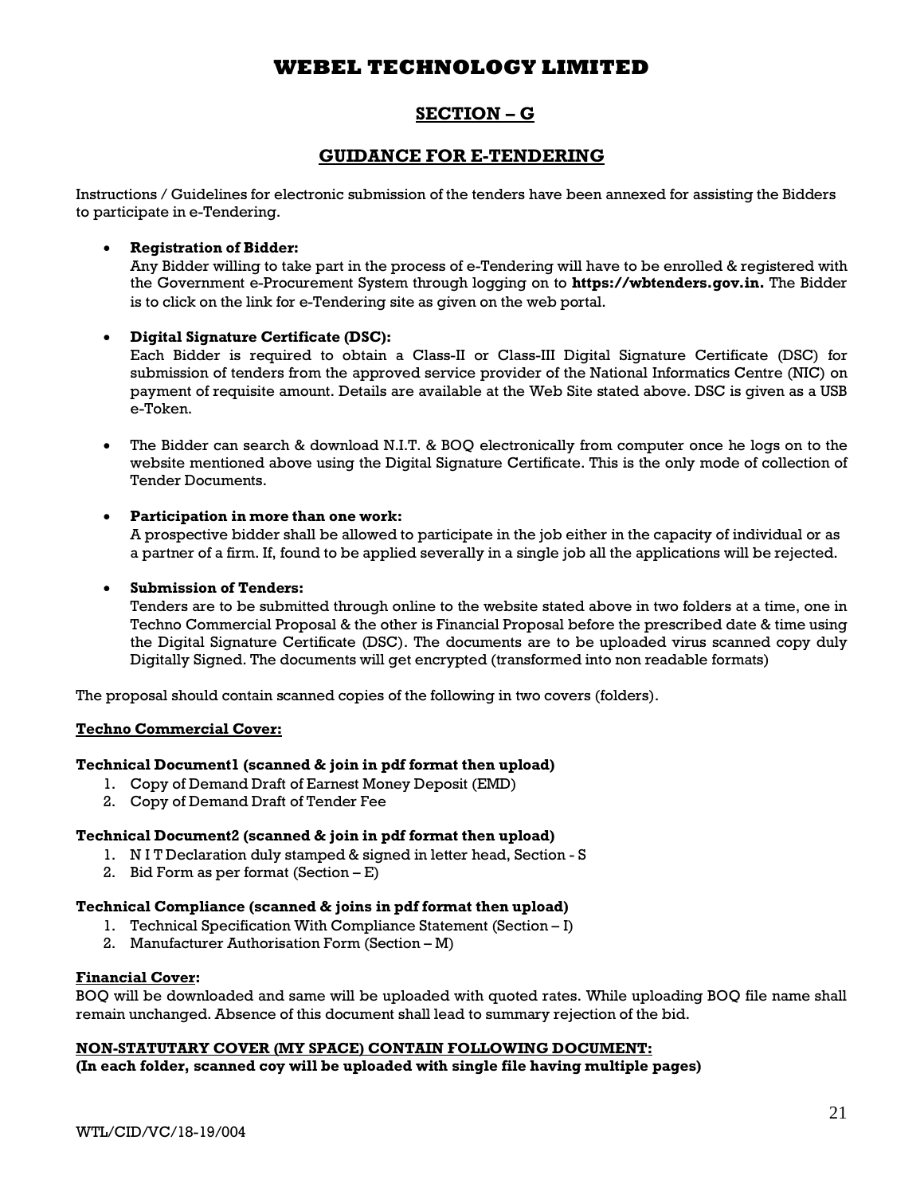# WEBEL TECHNOLOGY LIMITED

## SECTION – G

## GUIDANCE FOR E-TENDERING

Instructions / Guidelines for electronic submission of the tenders have been annexed for assisting the Bidders to participate in e-Tendering.

- **Registration of Bidder:**
  Any Bidder willing to take part in the process of e-Tendering will have to be enrolled & registered with the Government e-Procurement System through logging on to **https://wbtenders.gov.in.** The Bidder is to click on the link for e-Tendering site as given on the web portal.

- **Digital Signature Certificate (DSC):**
  Each Bidder is required to obtain a Class-II or Class-III Digital Signature Certificate (DSC) for submission of tenders from the approved service provider of the National Informatics Centre (NIC) on payment of requisite amount. Details are available at the Web Site stated above. DSC is given as a USB e-Token.

- The Bidder can search & download N.I.T. & BOQ electronically from computer once he logs on to the website mentioned above using the Digital Signature Certificate. This is the only mode of collection of Tender Documents.

- **Participation in more than one work:**
  A prospective bidder shall be allowed to participate in the job either in the capacity of individual or as a partner of a firm. If, found to be applied severally in a single job all the applications will be rejected.

- **Submission of Tenders:**
  Tenders are to be submitted through online to the website stated above in two folders at a time, one in Techno Commercial Proposal & the other is Financial Proposal before the prescribed date & time using the Digital Signature Certificate (DSC). The documents are to be uploaded virus scanned copy duly Digitally Signed. The documents will get encrypted (transformed into non readable formats)

The proposal should contain scanned copies of the following in two covers (folders).

**Techno Commercial Cover:**

**Technical Document1 (scanned & join in pdf format then upload)**

1. Copy of Demand Draft of Earnest Money Deposit (EMD)
2. Copy of Demand Draft of Tender Fee

**Technical Document2 (scanned & join in pdf format then upload)**

1. N I T Declaration duly stamped & signed in letter head, Section - S
2. Bid Form as per format (Section – E)

**Technical Compliance (scanned & joins in pdf format then upload)**

1. Technical Specification With Compliance Statement (Section – I)
2. Manufacturer Authorisation Form (Section – M)

**Financial Cover:**
BOQ will be downloaded and same will be uploaded with quoted rates. While uploading BOQ file name shall remain unchanged. Absence of this document shall lead to summary rejection of the bid.

**NON-STATUTARY COVER (MY SPACE) CONTAIN FOLLOWING DOCUMENT:**
**(In each folder, scanned coy will be uploaded with single file having multiple pages)**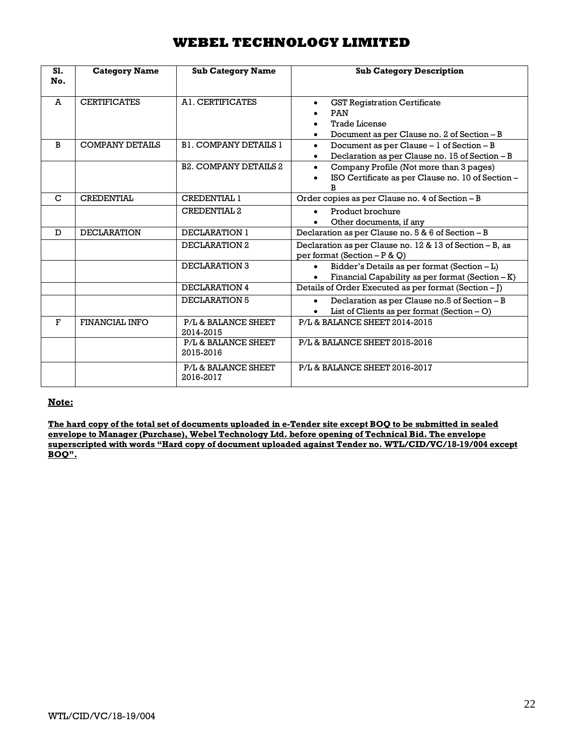# WEBEL TECHNOLOGY LIMITED

| Sl. No. | Category Name | Sub Category Name | Sub Category Description |
|---|---|---|---|
| A | CERTIFICATES | A1. CERTIFICATES | • GST Registration Certificate<br>• PAN<br>• Trade License<br>• Document as per Clause no. 2 of Section – B |
| B | COMPANY DETAILS | B1. COMPANY DETAILS 1 | • Document as per Clause – 1 of Section – B<br>• Declaration as per Clause no. 15 of Section – B |
| | | B2. COMPANY DETAILS 2 | • Company Profile (Not more than 3 pages)<br>• ISO Certificate as per Clause no. 10 of Section – B |
| C | CREDENTIAL | CREDENTIAL 1 | Order copies as per Clause no. 4 of Section – B |
| | | CREDENTIAL 2 | • Product brochure<br>• Other documents, if any |
| D | DECLARATION | DECLARATION 1 | Declaration as per Clause no. 5 & 6 of Section – B |
| | | DECLARATION 2 | Declaration as per Clause no. 12 & 13 of Section – B, as per format (Section – P & Q) |
| | | DECLARATION 3 | • Bidder's Details as per format (Section – L)<br>• Financial Capability as per format (Section – K) |
| | | DECLARATION 4 | Details of Order Executed as per format (Section – J) |
| | | DECLARATION 5 | • Declaration as per Clause no.5 of Section – B<br>• List of Clients as per format (Section – O) |
| F | FINANCIAL INFO | P/L & BALANCE SHEET 2014-2015 | P/L & BALANCE SHEET 2014-2015 |
| | | P/L & BALANCE SHEET 2015-2016 | P/L & BALANCE SHEET 2015-2016 |
| | | P/L & BALANCE SHEET 2016-2017 | P/L & BALANCE SHEET 2016-2017 |

**Note:**

**The hard copy of the total set of documents uploaded in e-Tender site except BOQ to be submitted in sealed envelope to Manager (Purchase), Webel Technology Ltd. before opening of Technical Bid. The envelope superscripted with words "Hard copy of document uploaded against Tender no. WTL/CID/VC/18-19/004 except BOQ".**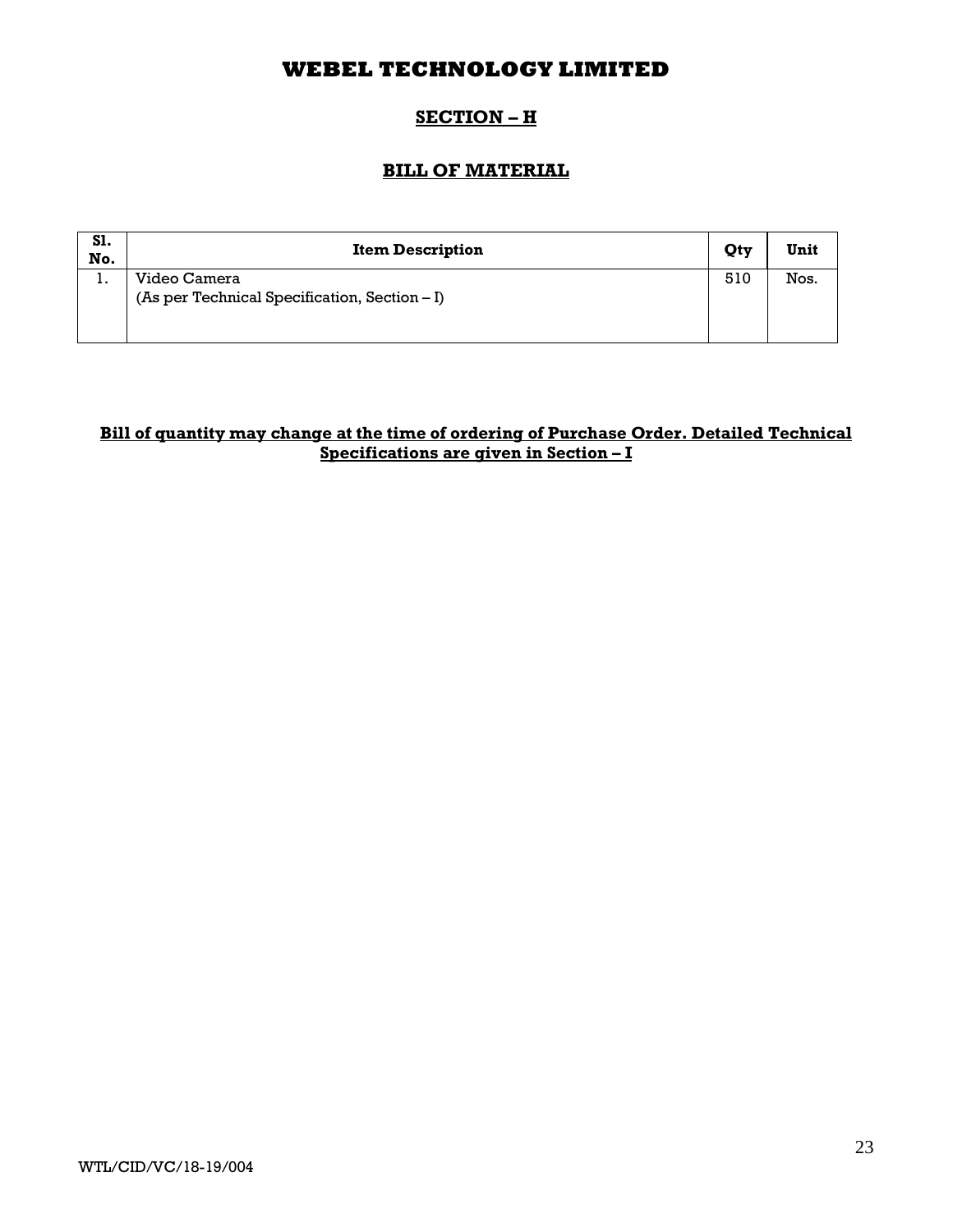# WEBEL TECHNOLOGY LIMITED

## SECTION – H

## BILL OF MATERIAL

| Sl. No. | Item Description | Qty | Unit |
|---|---|---|---|
| 1. | Video Camera<br>(As per Technical Specification, Section – I) | 510 | Nos. |

**Bill of quantity may change at the time of ordering of Purchase Order. Detailed Technical Specifications are given in Section – I**

WTL/CID/VC/18-19/004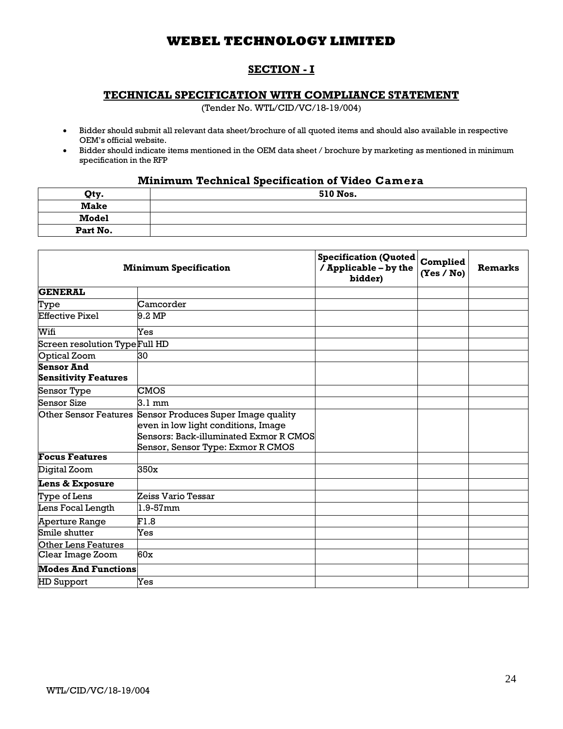# WEBEL TECHNOLOGY LIMITED

## SECTION - I

### TECHNICAL SPECIFICATION WITH COMPLIANCE STATEMENT

(Tender No. WTL/CID/VC/18-19/004)

- Bidder should submit all relevant data sheet/brochure of all quoted items and should also available in respective OEM's official website.
- Bidder should indicate items mentioned in the OEM data sheet / brochure by marketing as mentioned in minimum specification in the RFP

### Minimum Technical Specification of Video Camera

| Qty. | 510 Nos. |
|---|---|
| Make | |
| Model | |
| Part No. | |

| Minimum Specification | | Specification (Quoted / Applicable – by the bidder) | Complied (Yes / No) | Remarks |
|---|---|---|---|---|
| **GENERAL** | | | | |
| Type | Camcorder | | | |
| Effective Pixel | 9.2 MP | | | |
| Wifi | Yes | | | |
| Screen resolution Type | Full HD | | | |
| Optical Zoom | 30 | | | |
| **Sensor And Sensitivity Features** | | | | |
| Sensor Type | CMOS | | | |
| Sensor Size | 3.1 mm | | | |
| Other Sensor Features | Sensor Produces Super Image quality even in low light conditions, Image Sensors: Back-illuminated Exmor R CMOS Sensor, Sensor Type: Exmor R CMOS | | | |
| **Focus Features** | | | | |
| Digital Zoom | 350x | | | |
| **Lens & Exposure** | | | | |
| Type of Lens | Zeiss Vario Tessar | | | |
| Lens Focal Length | 1.9-57mm | | | |
| Aperture Range | F1.8 | | | |
| Smile shutter | Yes | | | |
| Other Lens Features | | | | |
| Clear Image Zoom | 60x | | | |
| **Modes And Functions** | | | | |
| HD Support | Yes | | | |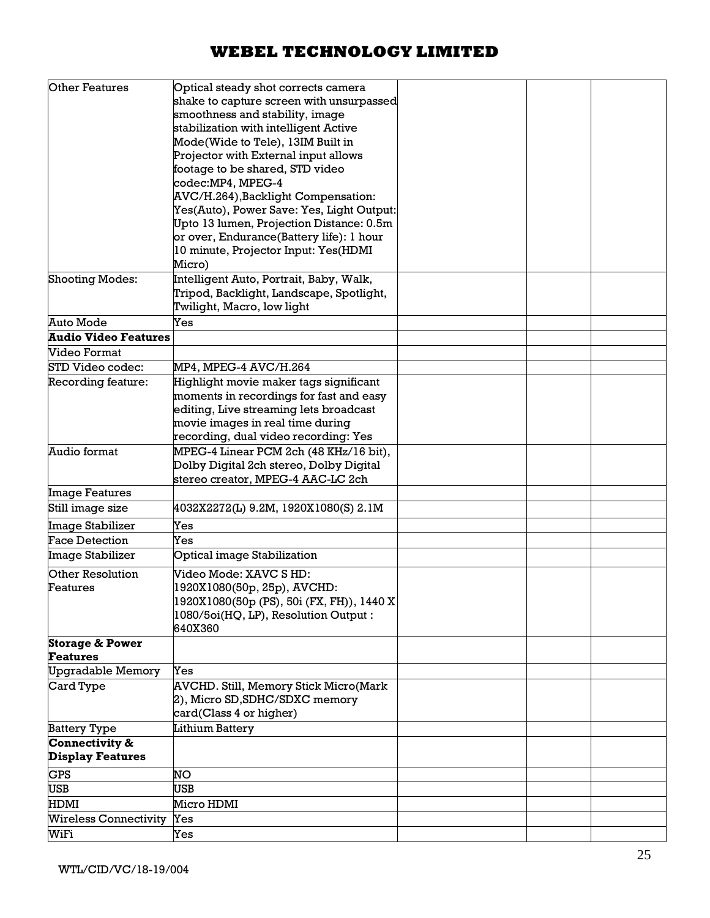| Other Features | Optical steady shot corrects camera shake to capture screen with unsurpassed smoothness and stability, image stabilization with intelligent Active Mode(Wide to Tele), 13IM Built in Projector with External input allows footage to be shared, STD video codec:MP4, MPEG-4 AVC/H.264),Backlight Compensation: Yes(Auto), Power Save: Yes, Light Output: Upto 13 lumen, Projection Distance: 0.5m or over, Endurance(Battery life): 1 hour 10 minute, Projector Input: Yes(HDMI Micro) | | | |
|---|---|---|---|---|
| Shooting Modes: | Intelligent Auto, Portrait, Baby, Walk, Tripod, Backlight, Landscape, Spotlight, Twilight, Macro, low light | | | |
| Auto Mode | Yes | | | |
| **Audio Video Features** | | | | |
| Video Format | | | | |
| STD Video codec: | MP4, MPEG-4 AVC/H.264 | | | |
| Recording feature: | Highlight movie maker tags significant moments in recordings for fast and easy editing, Live streaming lets broadcast movie images in real time during recording, dual video recording: Yes | | | |
| Audio format | MPEG-4 Linear PCM 2ch (48 KHz/16 bit), Dolby Digital 2ch stereo, Dolby Digital stereo creator, MPEG-4 AAC-LC 2ch | | | |
| Image Features | | | | |
| Still image size | 4032X2272(L) 9.2M, 1920X1080(S) 2.1M | | | |
| Image Stabilizer | Yes | | | |
| Face Detection | Yes | | | |
| Image Stabilizer | Optical image Stabilization | | | |
| Other Resolution Features | Video Mode: XAVC S HD: 1920X1080(50p, 25p), AVCHD: 1920X1080(50p (PS), 50i (FX, FH)), 1440 X 1080/5oi(HQ, LP), Resolution Output : 640X360 | | | |
| **Storage & Power Features** | | | | |
| Upgradable Memory | Yes | | | |
| Card Type | AVCHD. Still, Memory Stick Micro(Mark 2), Micro SD,SDHC/SDXC memory card(Class 4 or higher) | | | |
| Battery Type | Lithium Battery | | | |
| **Connectivity & Display Features** | | | | |
| GPS | NO | | | |
| USB | USB | | | |
| HDMI | Micro HDMI | | | |
| Wireless Connectivity | Yes | | | |
| WiFi | Yes | | | |

WTL/CID/VC/18-19/004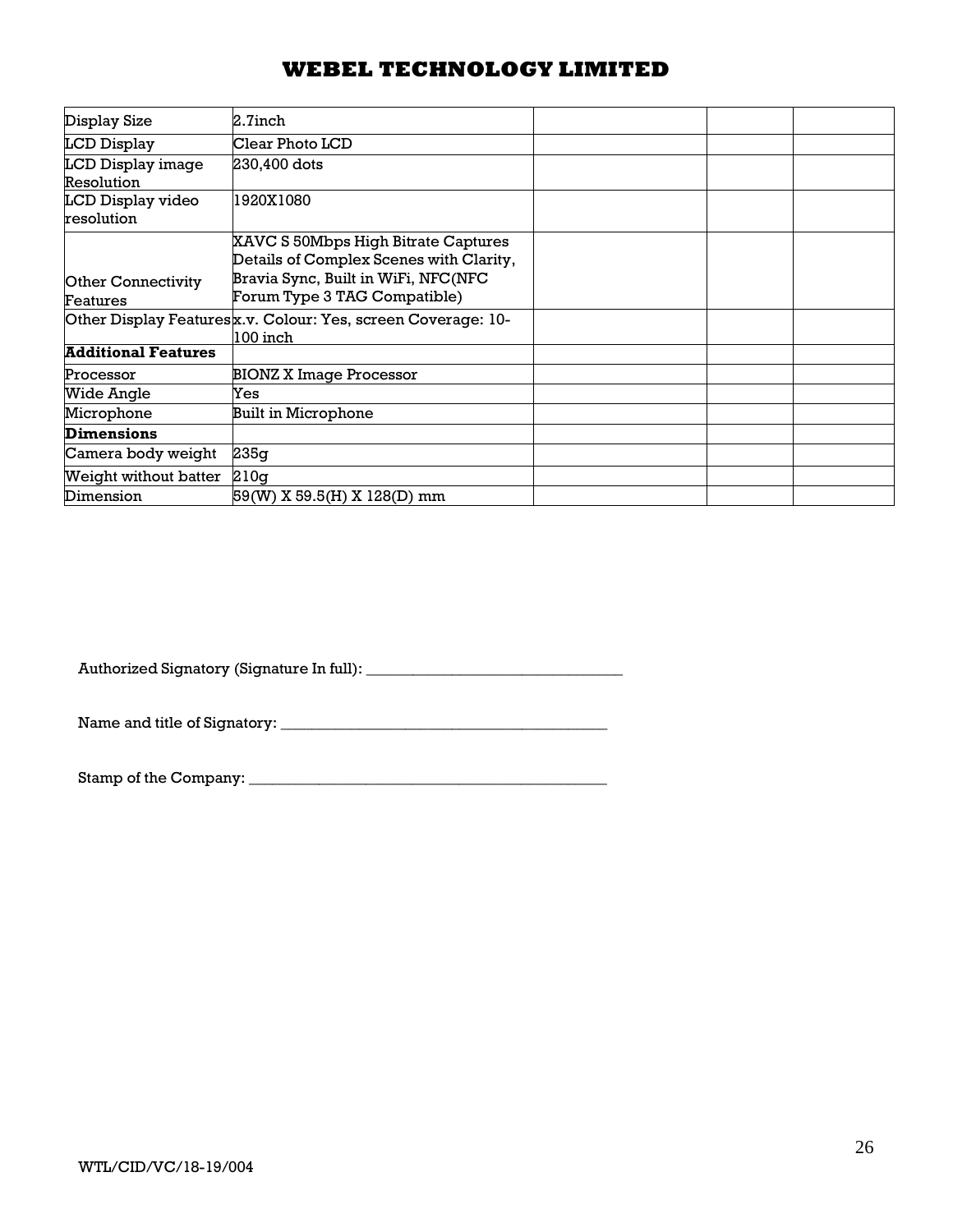# WEBEL TECHNOLOGY LIMITED

| | | | | |
|---|---|---|---|---|
| Display Size | 2.7inch | | | |
| LCD Display | Clear Photo LCD | | | |
| LCD Display image Resolution | 230,400 dots | | | |
| LCD Display video resolution | 1920X1080 | | | |
| Other Connectivity Features | XAVC S 50Mbps High Bitrate Captures Details of Complex Scenes with Clarity, Bravia Sync, Built in WiFi, NFC(NFC Forum Type 3 TAG Compatible) | | | |
| Other Display Features | x.v. Colour: Yes, screen Coverage: 10-100 inch | | | |
| **Additional Features** | | | | |
| Processor | BIONZ X Image Processor | | | |
| Wide Angle | Yes | | | |
| Microphone | Built in Microphone | | | |
| **Dimensions** | | | | |
| Camera body weight | 235g | | | |
| Weight without batter | 210g | | | |
| Dimension | 59(W) X 59.5(H) X 128(D) mm | | | |

Authorized Signatory (Signature In full): _________________________________

Name and title of Signatory: __________________________________________

Stamp of the Company: ______________________________________________

WTL/CID/VC/18-19/004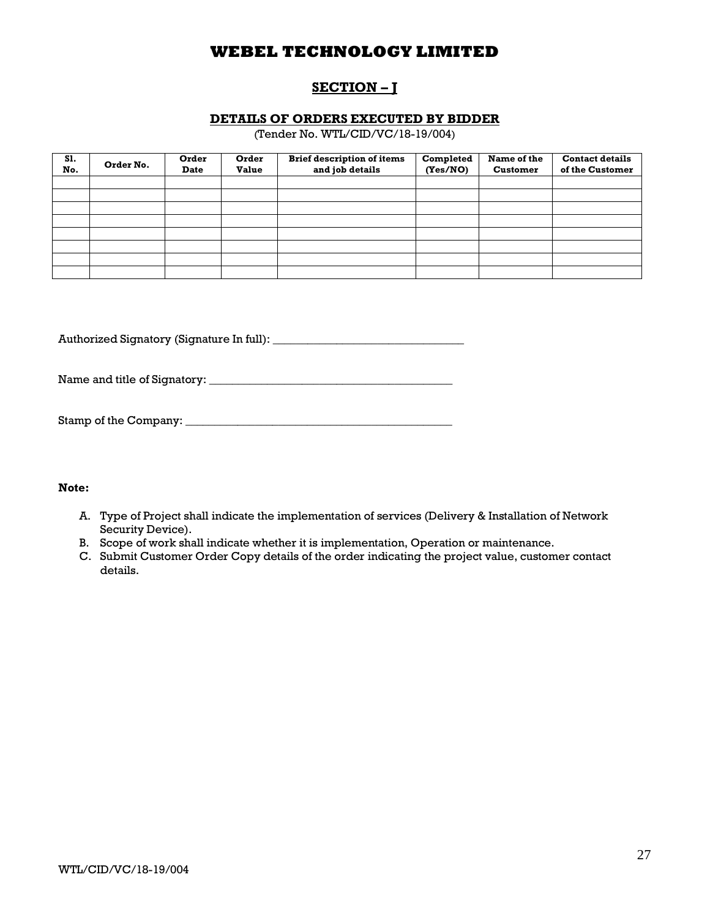# WEBEL TECHNOLOGY LIMITED

## SECTION – J

### DETAILS OF ORDERS EXECUTED BY BIDDER

(Tender No. WTL/CID/VC/18-19/004)

| Sl. No. | Order No. | Order Date | Order Value | Brief description of items and job details | Completed (Yes/NO) | Name of the Customer | Contact details of the Customer |
|---|---|---|---|---|---|---|---|
| | | | | | | | |
| | | | | | | | |
| | | | | | | | |
| | | | | | | | |
| | | | | | | | |
| | | | | | | | |
| | | | | | | | |
| | | | | | | | |

Authorized Signatory (Signature In full): _________________________________

Name and title of Signatory: __________________________________________

Stamp of the Company: ______________________________________________

**Note:**

A. Type of Project shall indicate the implementation of services (Delivery & Installation of Network Security Device).
B. Scope of work shall indicate whether it is implementation, Operation or maintenance.
C. Submit Customer Order Copy details of the order indicating the project value, customer contact details.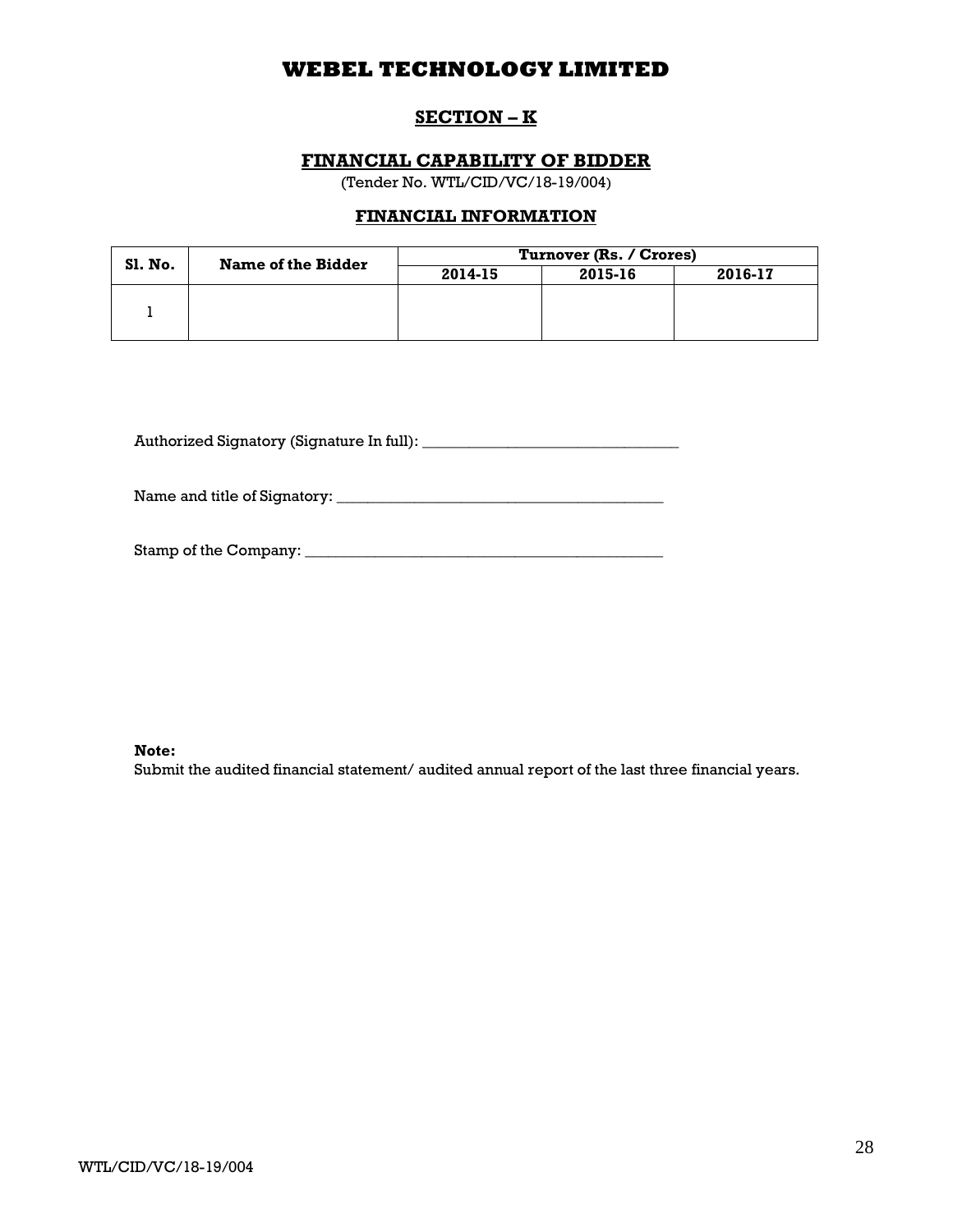# WEBEL TECHNOLOGY LIMITED

## SECTION – K

### FINANCIAL CAPABILITY OF BIDDER

(Tender No. WTL/CID/VC/18-19/004)

### FINANCIAL INFORMATION

| Sl. No. | Name of the Bidder | Turnover (Rs. / Crores) | | |
|---|---|---|---|---|
| | | 2014-15 | 2015-16 | 2016-17 |
| 1 | | | | |

Authorized Signatory (Signature In full): _________________________________

Name and title of Signatory: __________________________________________

Stamp of the Company: ______________________________________________

**Note:**
Submit the audited financial statement/ audited annual report of the last three financial years.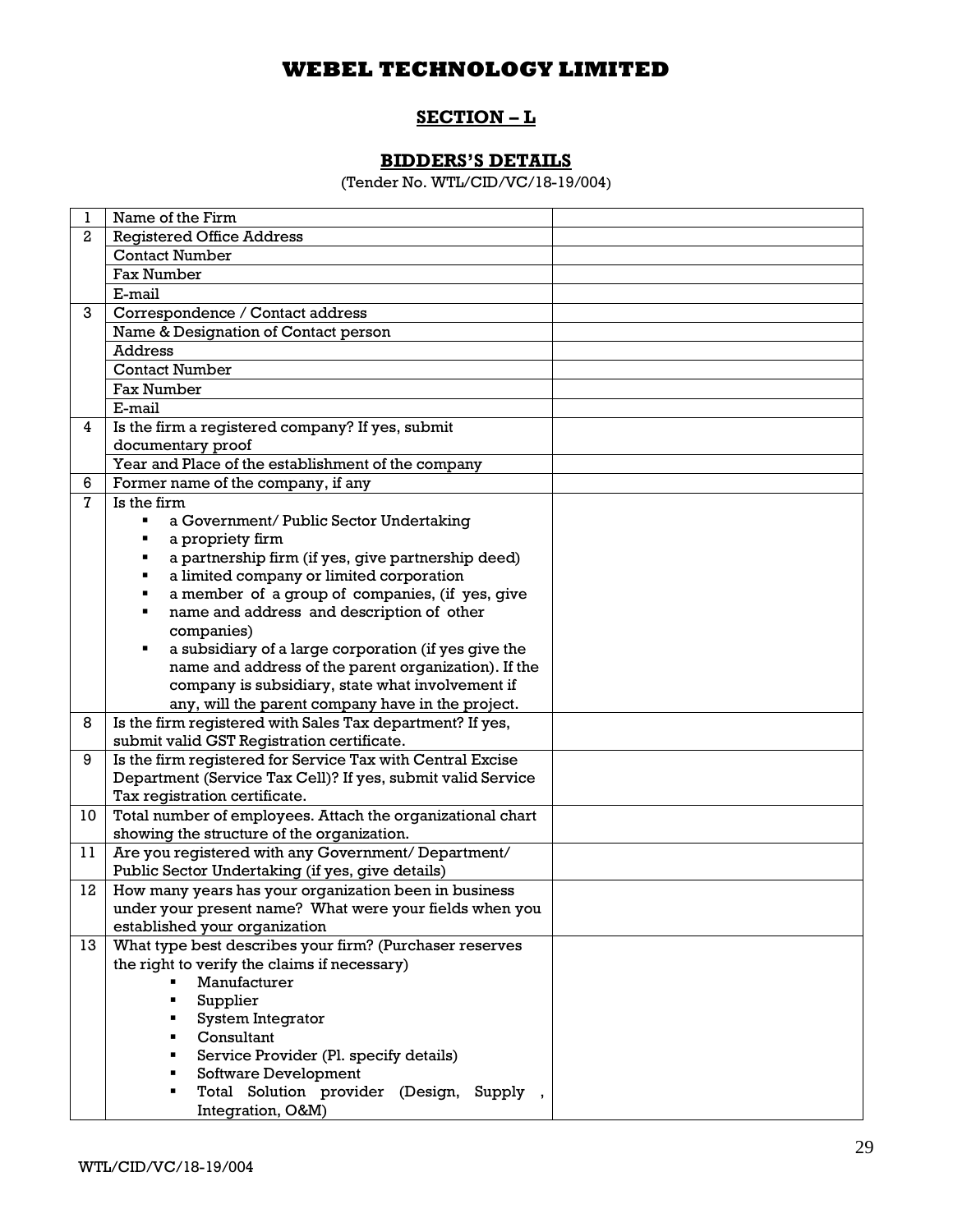# WEBEL TECHNOLOGY LIMITED

## SECTION – L

### BIDDERS'S DETAILS

(Tender No. WTL/CID/VC/18-19/004)

| | | |
|---|---|---|
| 1 | Name of the Firm | |
| 2 | Registered Office Address | |
| | Contact Number | |
| | Fax Number | |
| | E-mail | |
| 3 | Correspondence / Contact address | |
| | Name & Designation of Contact person | |
| | Address | |
| | Contact Number | |
| | Fax Number | |
| | E-mail | |
| 4 | Is the firm a registered company? If yes, submit documentary proof | |
| | Year and Place of the establishment of the company | |
| 6 | Former name of the company, if any | |
| 7 | Is the firm<br>▪ a Government/ Public Sector Undertaking<br>▪ a propriety firm<br>▪ a partnership firm (if yes, give partnership deed)<br>▪ a limited company or limited corporation<br>▪ a member of a group of companies, (if yes, give<br>▪ name and address and description of other companies)<br>▪ a subsidiary of a large corporation (if yes give the name and address of the parent organization). If the company is subsidiary, state what involvement if any, will the parent company have in the project. | |
| 8 | Is the firm registered with Sales Tax department? If yes, submit valid GST Registration certificate. | |
| 9 | Is the firm registered for Service Tax with Central Excise Department (Service Tax Cell)? If yes, submit valid Service Tax registration certificate. | |
| 10 | Total number of employees. Attach the organizational chart showing the structure of the organization. | |
| 11 | Are you registered with any Government/ Department/ Public Sector Undertaking (if yes, give details) | |
| 12 | How many years has your organization been in business under your present name? What were your fields when you established your organization | |
| 13 | What type best describes your firm? (Purchaser reserves the right to verify the claims if necessary)<br>▪ Manufacturer<br>▪ Supplier<br>▪ System Integrator<br>▪ Consultant<br>▪ Service Provider (Pl. specify details)<br>▪ Software Development<br>▪ Total Solution provider (Design, Supply , Integration, O&M) | |

WTL/CID/VC/18-19/004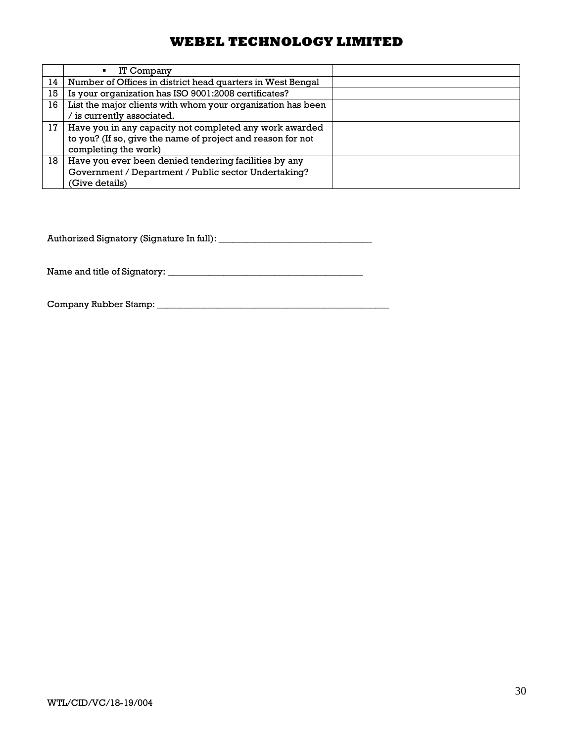| | | |
|---|---|---|
| | ▪ IT Company | |
| 14 | Number of Offices in district head quarters in West Bengal | |
| 15 | Is your organization has ISO 9001:2008 certificates? | |
| 16 | List the major clients with whom your organization has been / is currently associated. | |
| 17 | Have you in any capacity not completed any work awarded to you? (If so, give the name of project and reason for not completing the work) | |
| 18 | Have you ever been denied tendering facilities by any Government / Department / Public sector Undertaking? (Give details) | |

Authorized Signatory (Signature In full): _________________________________

Name and title of Signatory: __________________________________________

Company Rubber Stamp: _____________________________________________________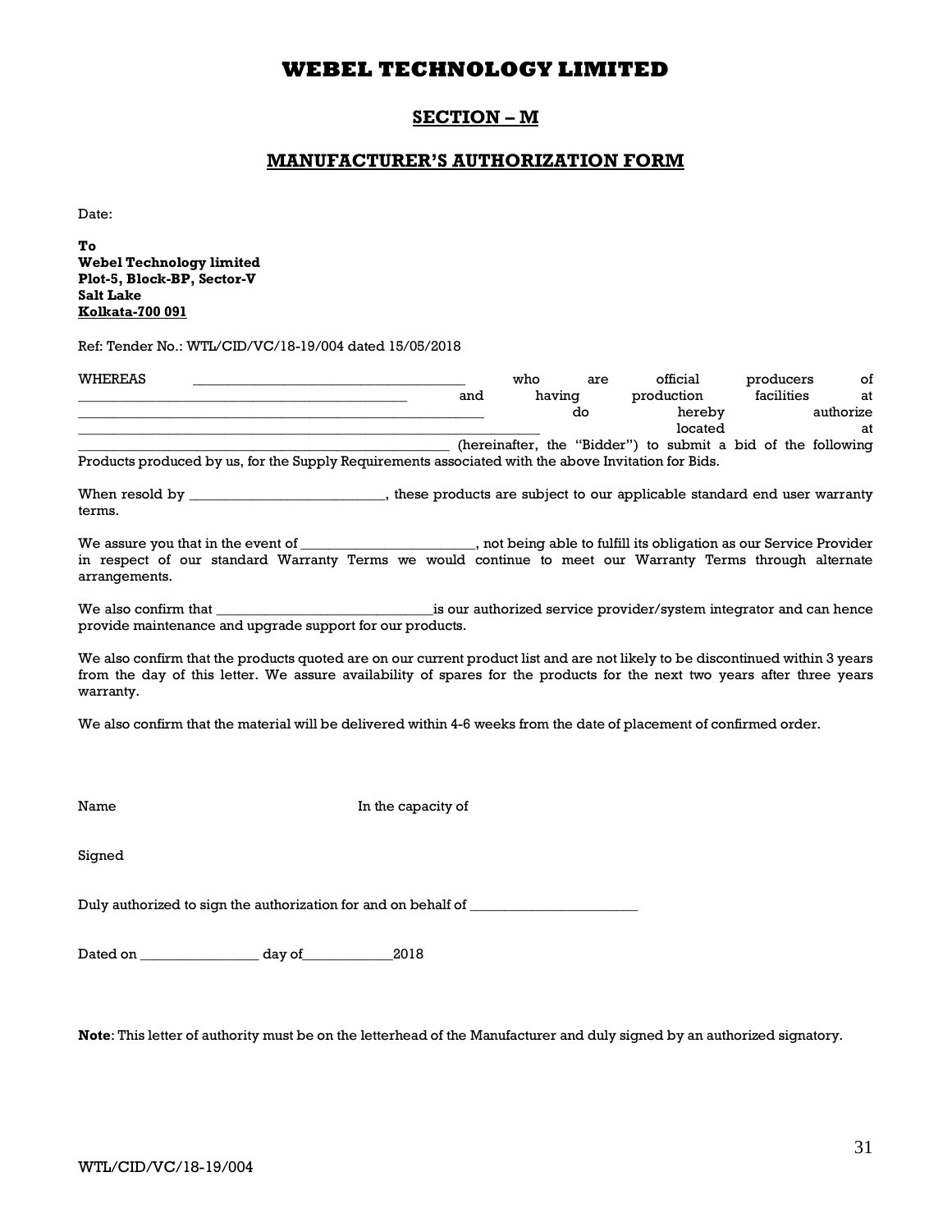# WEBEL TECHNOLOGY LIMITED

## SECTION – M

## MANUFACTURER'S AUTHORIZATION FORM

Date:

**To**
**Webel Technology limited**
**Plot-5, Block-BP, Sector-V**
**Salt Lake**
**Kolkata-700 091**

Ref: Tender No.: WTL/CID/VC/18-19/004 dated 15/05/2018

WHEREAS ______________________________________ who are official producers of ______________________________________________ and having production facilities at _____________________________________________________ do hereby authorize ____________________________________________________________ located at _____________________________________________________ (hereinafter, the "Bidder") to submit a bid of the following Products produced by us, for the Supply Requirements associated with the above Invitation for Bids.

When resold by ___________________________, these products are subject to our applicable standard end user warranty terms.

We assure you that in the event of ________________________, not being able to fulfill its obligation as our Service Provider in respect of our standard Warranty Terms we would continue to meet our Warranty Terms through alternate arrangements.

We also confirm that _______________________________is our authorized service provider/system integrator and can hence provide maintenance and upgrade support for our products.

We also confirm that the products quoted are on our current product list and are not likely to be discontinued within 3 years from the day of this letter. We assure availability of spares for the products for the next two years after three years warranty.

We also confirm that the material will be delivered within 4-6 weeks from the date of placement of confirmed order.

Name In the capacity of

Signed

Duly authorized to sign the authorization for and on behalf of ________________________

Dated on ________________ day of_____________2018

**Note**: This letter of authority must be on the letterhead of the Manufacturer and duly signed by an authorized signatory.

WTL/CID/VC/18-19/004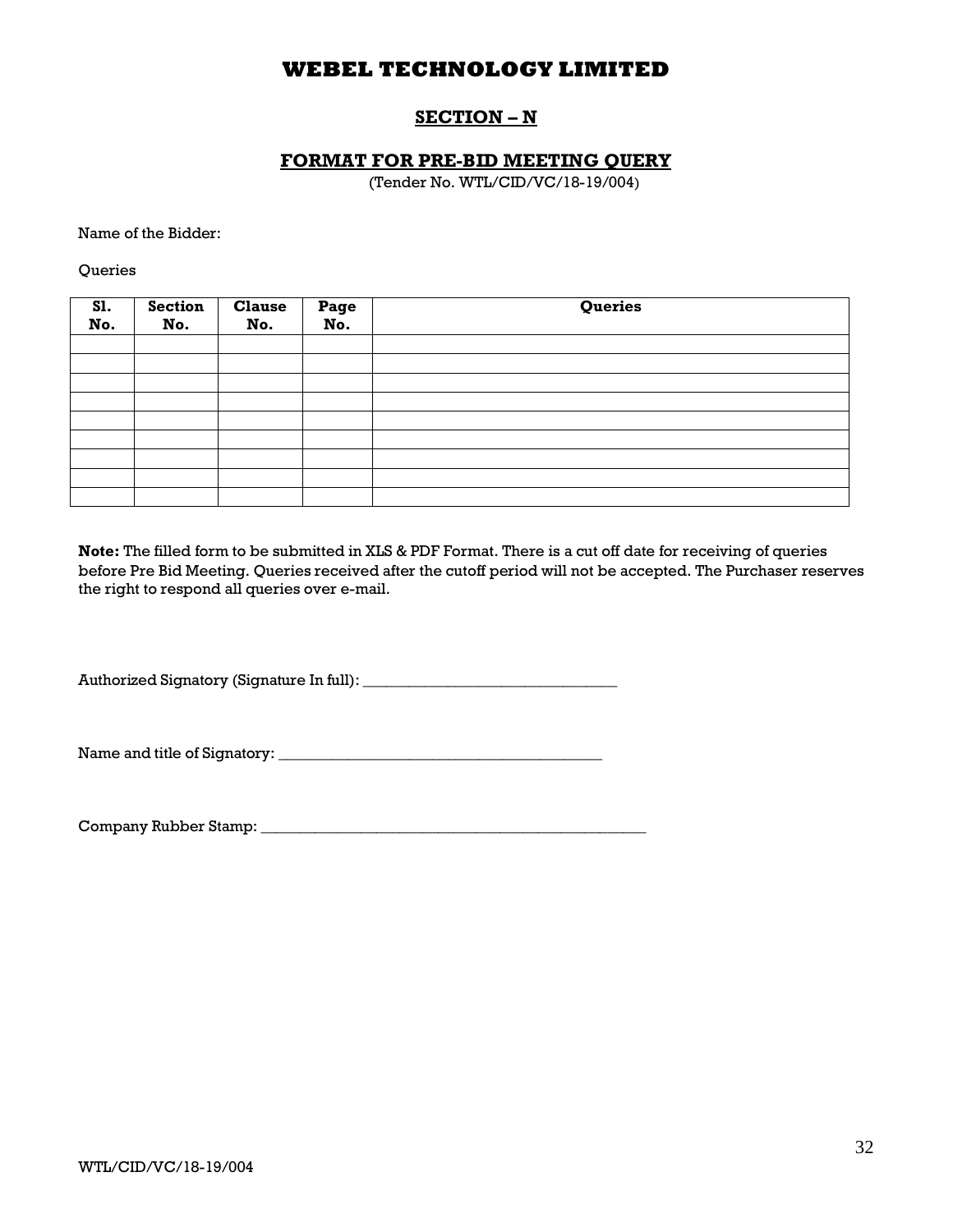# WEBEL TECHNOLOGY LIMITED

## SECTION – N

### FORMAT FOR PRE-BID MEETING QUERY

(Tender No. WTL/CID/VC/18-19/004)

Name of the Bidder:

Queries

| Sl. No. | Section No. | Clause No. | Page No. | Queries |
|---|---|---|---|---|
| | | | | |
| | | | | |
| | | | | |
| | | | | |
| | | | | |
| | | | | |
| | | | | |
| | | | | |
| | | | | |

**Note:** The filled form to be submitted in XLS & PDF Format. There is a cut off date for receiving of queries before Pre Bid Meeting. Queries received after the cutoff period will not be accepted. The Purchaser reserves the right to respond all queries over e-mail.

Authorized Signatory (Signature In full): _________________________________

Name and title of Signatory: __________________________________________

Company Rubber Stamp: ____________________________________________________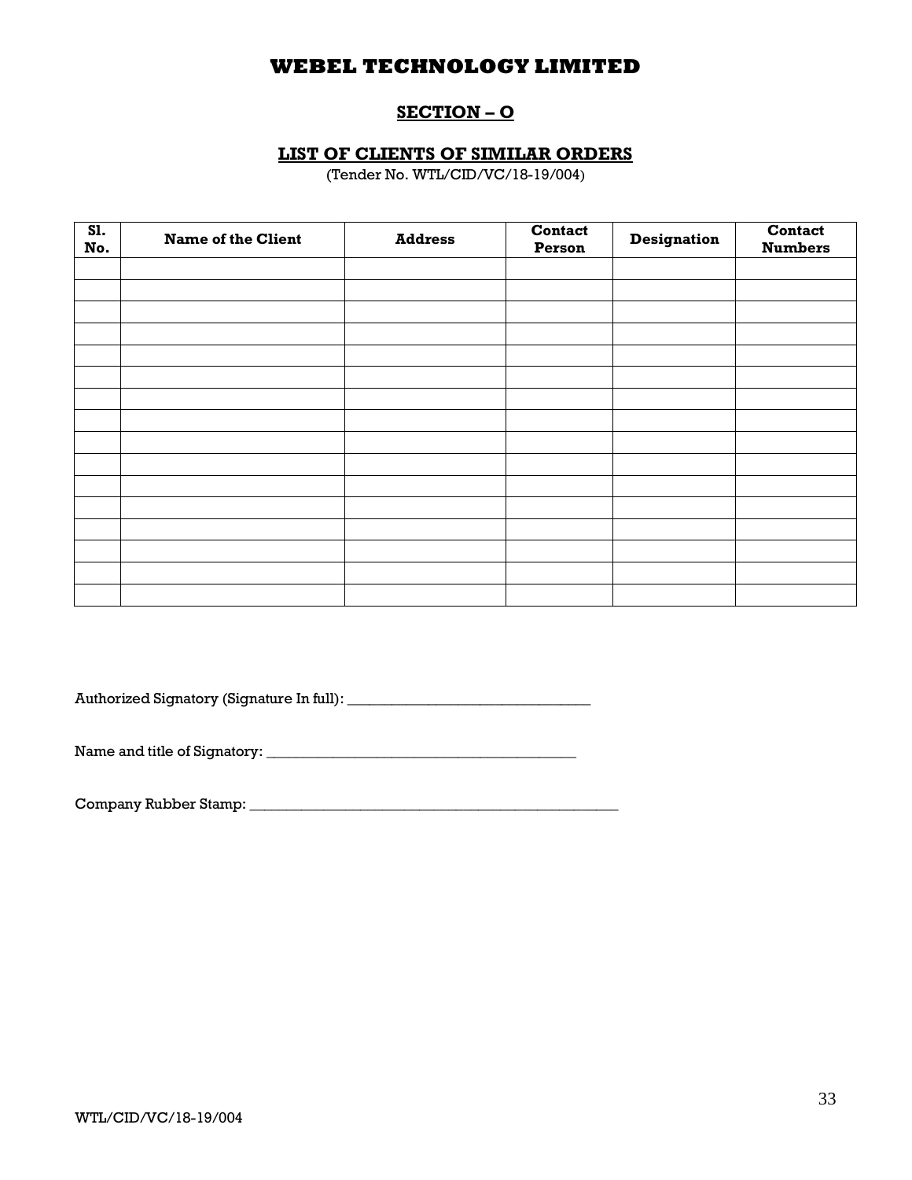# WEBEL TECHNOLOGY LIMITED

## SECTION – O

### LIST OF CLIENTS OF SIMILAR ORDERS

(Tender No. WTL/CID/VC/18-19/004)

| Sl. No. | Name of the Client | Address | Contact Person | Designation | Contact Numbers |
|---|---|---|---|---|---|
| | | | | | |
| | | | | | |
| | | | | | |
| | | | | | |
| | | | | | |
| | | | | | |
| | | | | | |
| | | | | | |
| | | | | | |
| | | | | | |
| | | | | | |
| | | | | | |
| | | | | | |
| | | | | | |
| | | | | | |
| | | | | | |

Authorized Signatory (Signature In full): _________________________________

Name and title of Signatory: __________________________________________

Company Rubber Stamp: __________________________________________________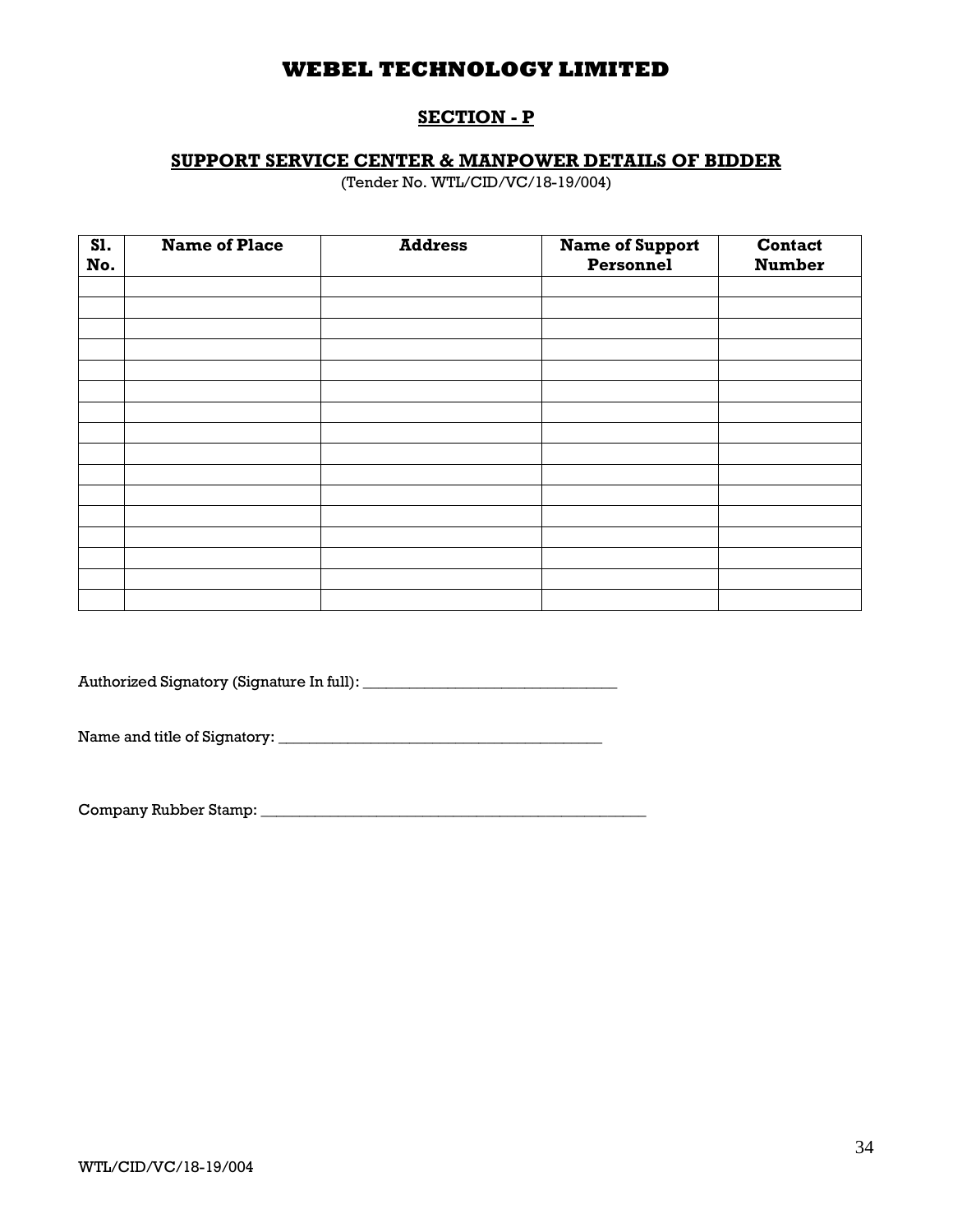# WEBEL TECHNOLOGY LIMITED

## SECTION - P

### SUPPORT SERVICE CENTER & MANPOWER DETAILS OF BIDDER

(Tender No. WTL/CID/VC/18-19/004)

| Sl. No. | Name of Place | Address | Name of Support Personnel | Contact Number |
|---|---|---|---|---|
| | | | | |
| | | | | |
| | | | | |
| | | | | |
| | | | | |
| | | | | |
| | | | | |
| | | | | |
| | | | | |
| | | | | |
| | | | | |
| | | | | |
| | | | | |
| | | | | |
| | | | | |
| | | | | |

Authorized Signatory (Signature In full): _________________________________

Name and title of Signatory: __________________________________________

Company Rubber Stamp: _____________________________________________________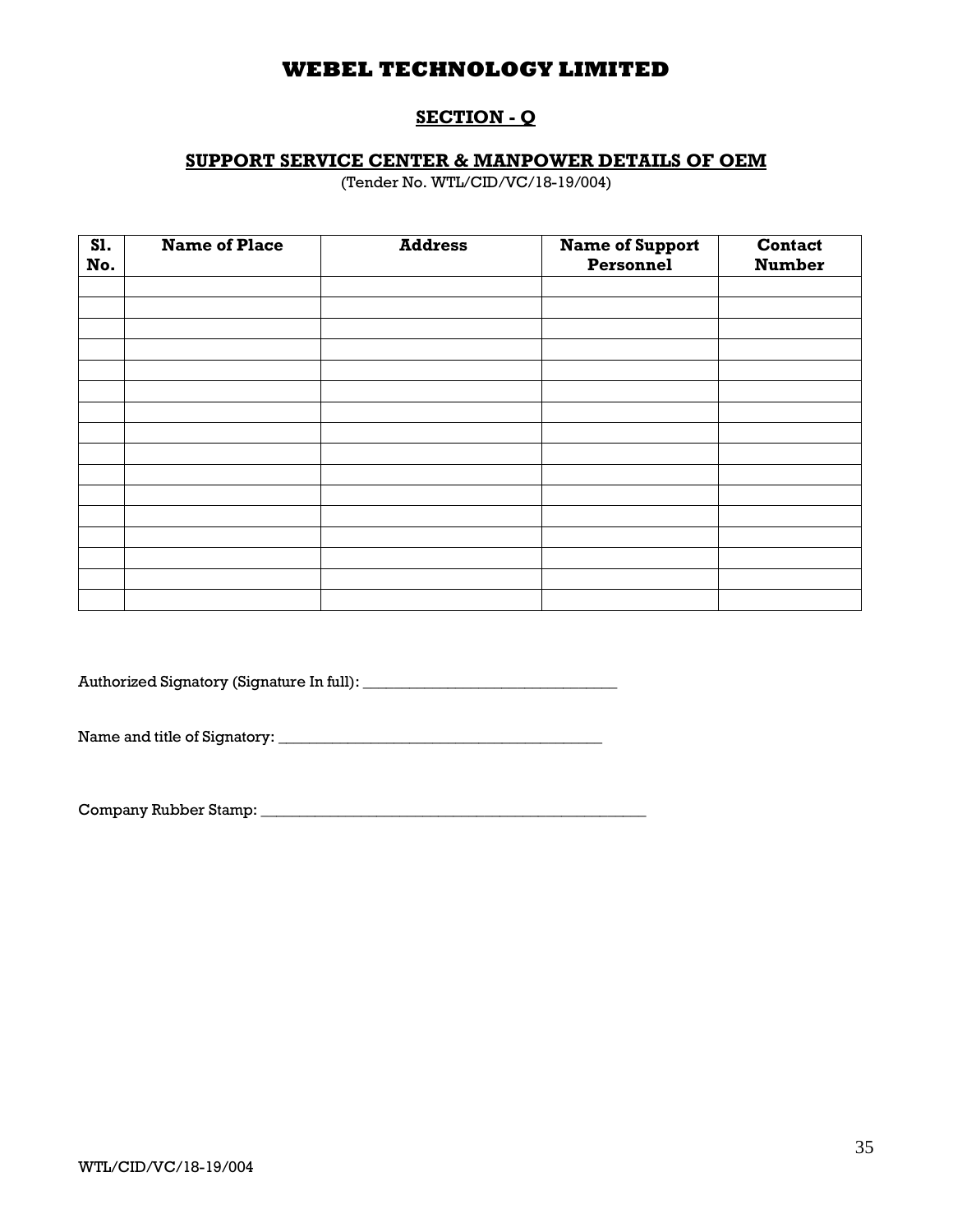# WEBEL TECHNOLOGY LIMITED

## SECTION - Q

### SUPPORT SERVICE CENTER & MANPOWER DETAILS OF OEM

(Tender No. WTL/CID/VC/18-19/004)

| Sl. No. | Name of Place | Address | Name of Support Personnel | Contact Number |
|---|---|---|---|---|
| | | | | |
| | | | | |
| | | | | |
| | | | | |
| | | | | |
| | | | | |
| | | | | |
| | | | | |
| | | | | |
| | | | | |
| | | | | |
| | | | | |
| | | | | |
| | | | | |
| | | | | |
| | | | | |

Authorized Signatory (Signature In full): _________________________________

Name and title of Signatory: __________________________________________

Company Rubber Stamp: ___________________________________________________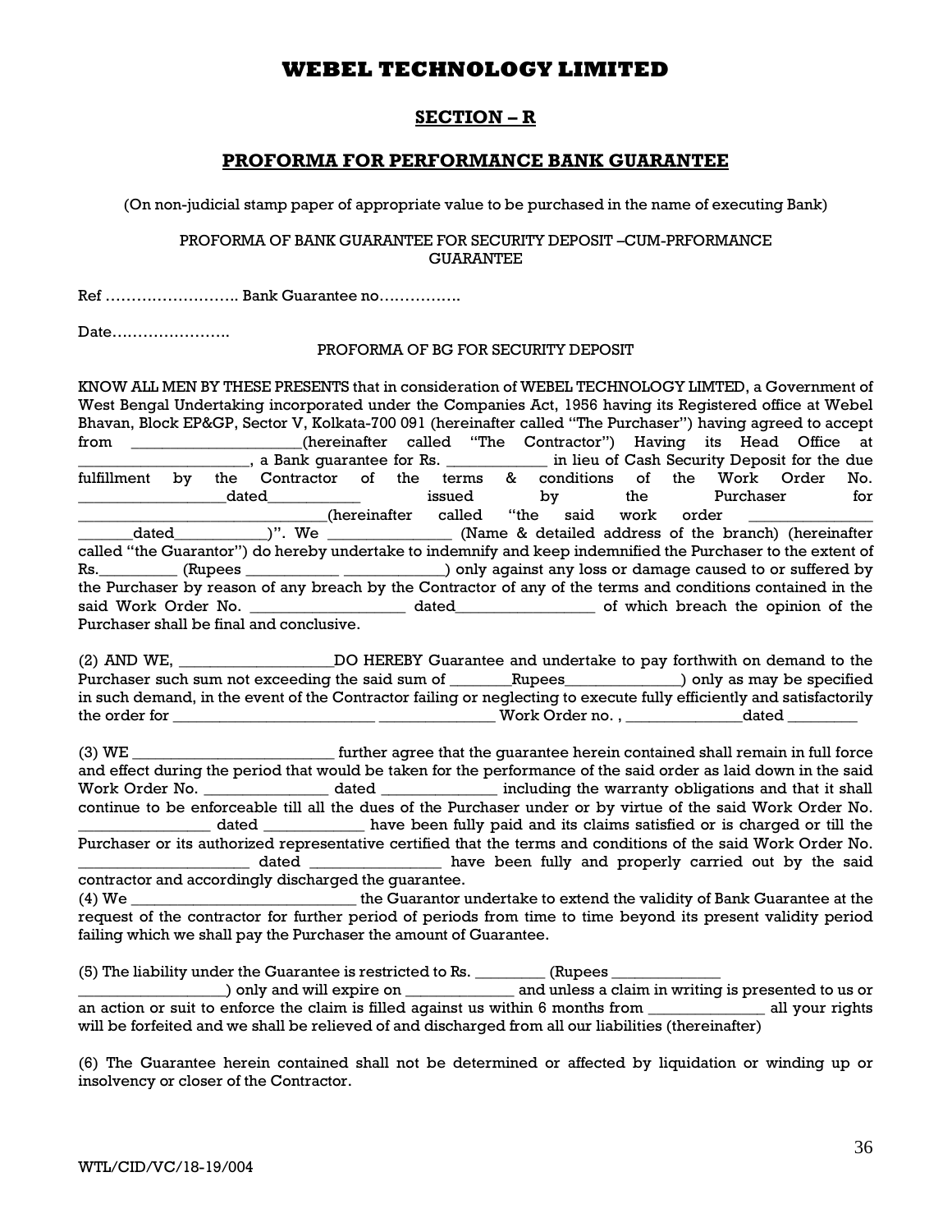# WEBEL TECHNOLOGY LIMITED

## SECTION – R

## PROFORMA FOR PERFORMANCE BANK GUARANTEE

(On non-judicial stamp paper of appropriate value to be purchased in the name of executing Bank)

PROFORMA OF BANK GUARANTEE FOR SECURITY DEPOSIT –CUM-PRFORMANCE GUARANTEE

Ref …………………….. Bank Guarantee no…………….

Date…………………..

PROFORMA OF BG FOR SECURITY DEPOSIT

KNOW ALL MEN BY THESE PRESENTS that in consideration of WEBEL TECHNOLOGY LIMTED, a Government of West Bengal Undertaking incorporated under the Companies Act, 1956 having its Registered office at Webel Bhavan, Block EP&GP, Sector V, Kolkata-700 091 (hereinafter called "The Purchaser") having agreed to accept from _____________________(hereinafter called "The Contractor") Having its Head Office at _____________________, a Bank guarantee for Rs. ____________ in lieu of Cash Security Deposit for the due fulfillment by the Contractor of the terms & conditions of the Work Order No. __________________dated___________ issued by the Purchaser for _____________________________(hereinafter called "the said work order _______________ _______dated___________)". We _______________ (Name & detailed address of the branch) (hereinafter called "the Guarantor") do hereby undertake to indemnify and keep indemnified the Purchaser to the extent of Rs._________ (Rupees ___________ ____________) only against any loss or damage caused to or suffered by the Purchaser by reason of any breach by the Contractor of any of the terms and conditions contained in the said Work Order No. ___________________ dated_________________ of which breach the opinion of the Purchaser shall be final and conclusive.

(2) AND WE, ___________________DO HEREBY Guarantee and undertake to pay forthwith on demand to the Purchaser such sum not exceeding the said sum of ________Rupees______________) only as may be specified in such demand, in the event of the Contractor failing or neglecting to execute fully efficiently and satisfactorily the order for _________________________ ______________ Work Order no. , ______________dated ________

(3) WE _________________________ further agree that the guarantee herein contained shall remain in full force and effect during the period that would be taken for the performance of the said order as laid down in the said Work Order No. _______________ dated ______________ including the warranty obligations and that it shall continue to be enforceable till all the dues of the Purchaser under or by virtue of the said Work Order No. ________________ dated _____________ have been fully paid and its claims satisfied or is charged or till the Purchaser or its authorized representative certified that the terms and conditions of the said Work Order No. _____________________ dated ________________ have been fully and properly carried out by the said contractor and accordingly discharged the guarantee.

(4) We ____________________________ the Guarantor undertake to extend the validity of Bank Guarantee at the request of the contractor for further period of periods from time to time beyond its present validity period failing which we shall pay the Purchaser the amount of Guarantee.

(5) The liability under the Guarantee is restricted to Rs. ________ (Rupees ______________ __________________) only and will expire on _____________ and unless a claim in writing is presented to us or an action or suit to enforce the claim is filled against us within 6 months from ______________ all your rights will be forfeited and we shall be relieved of and discharged from all our liabilities (thereinafter)

(6) The Guarantee herein contained shall not be determined or affected by liquidation or winding up or insolvency or closer of the Contractor.

WTL/CID/VC/18-19/004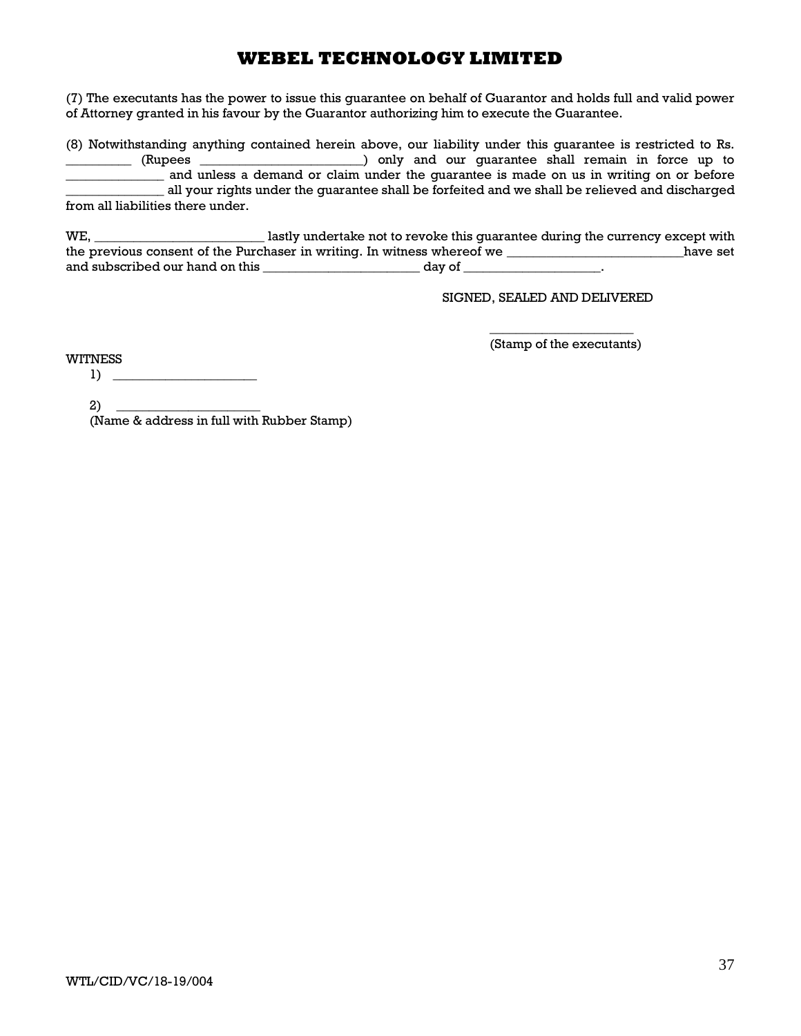(7) The executants has the power to issue this guarantee on behalf of Guarantor and holds full and valid power of Attorney granted in his favour by the Guarantor authorizing him to execute the Guarantee.

(8) Notwithstanding anything contained herein above, our liability under this guarantee is restricted to Rs. __________ (Rupees _________________________) only and our guarantee shall remain in force up to _______________ and unless a demand or claim under the guarantee is made on us in writing on or before _______________ all your rights under the guarantee shall be forfeited and we shall be relieved and discharged from all liabilities there under.

WE, _________________________ lastly undertake not to revoke this guarantee during the currency except with the previous consent of the Purchaser in writing. In witness whereof we ___________________________have set and subscribed our hand on this ________________________ day of ____________________.

SIGNED, SEALED AND DELIVERED

______________________
(Stamp of the executants)

WITNESS

1) ______________________

2) ______________________
(Name & address in full with Rubber Stamp)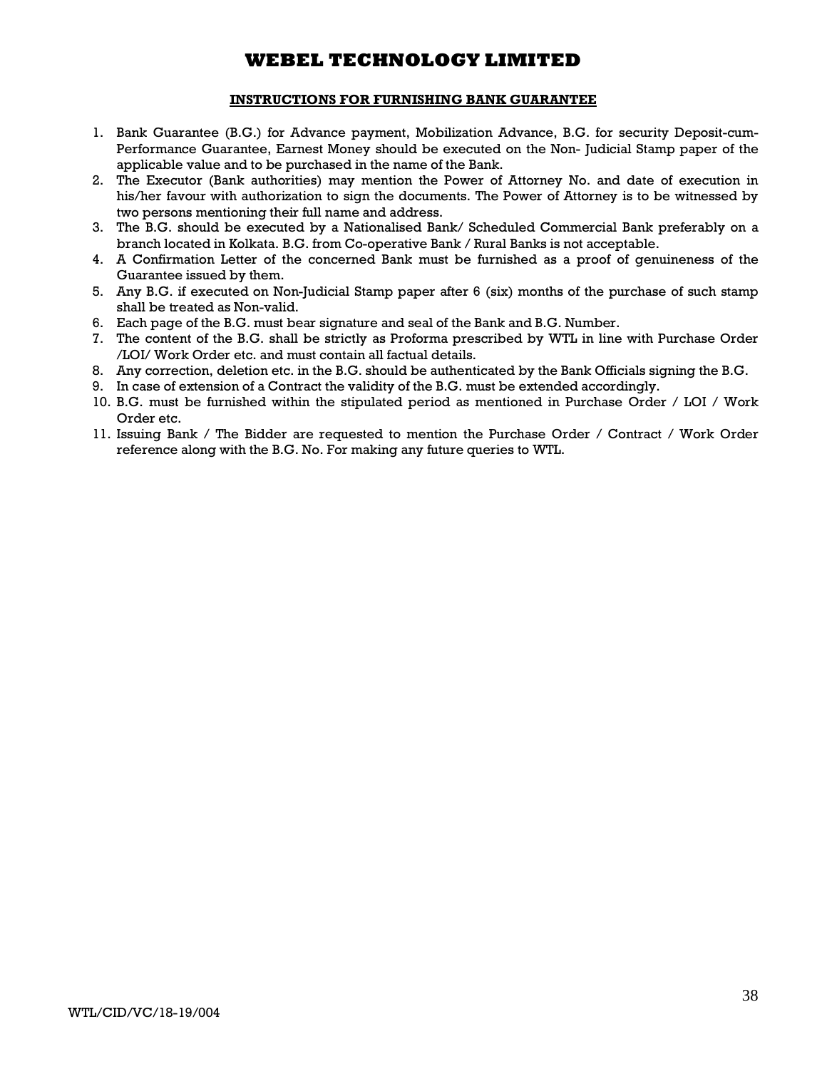# WEBEL TECHNOLOGY LIMITED

## INSTRUCTIONS FOR FURNISHING BANK GUARANTEE

1. Bank Guarantee (B.G.) for Advance payment, Mobilization Advance, B.G. for security Deposit-cum-Performance Guarantee, Earnest Money should be executed on the Non- Judicial Stamp paper of the applicable value and to be purchased in the name of the Bank.
2. The Executor (Bank authorities) may mention the Power of Attorney No. and date of execution in his/her favour with authorization to sign the documents. The Power of Attorney is to be witnessed by two persons mentioning their full name and address.
3. The B.G. should be executed by a Nationalised Bank/ Scheduled Commercial Bank preferably on a branch located in Kolkata. B.G. from Co-operative Bank / Rural Banks is not acceptable.
4. A Confirmation Letter of the concerned Bank must be furnished as a proof of genuineness of the Guarantee issued by them.
5. Any B.G. if executed on Non-Judicial Stamp paper after 6 (six) months of the purchase of such stamp shall be treated as Non-valid.
6. Each page of the B.G. must bear signature and seal of the Bank and B.G. Number.
7. The content of the B.G. shall be strictly as Proforma prescribed by WTL in line with Purchase Order /LOI/ Work Order etc. and must contain all factual details.
8. Any correction, deletion etc. in the B.G. should be authenticated by the Bank Officials signing the B.G.
9. In case of extension of a Contract the validity of the B.G. must be extended accordingly.
10. B.G. must be furnished within the stipulated period as mentioned in Purchase Order / LOI / Work Order etc.
11. Issuing Bank / The Bidder are requested to mention the Purchase Order / Contract / Work Order reference along with the B.G. No. For making any future queries to WTL.

WTL/CID/VC/18-19/004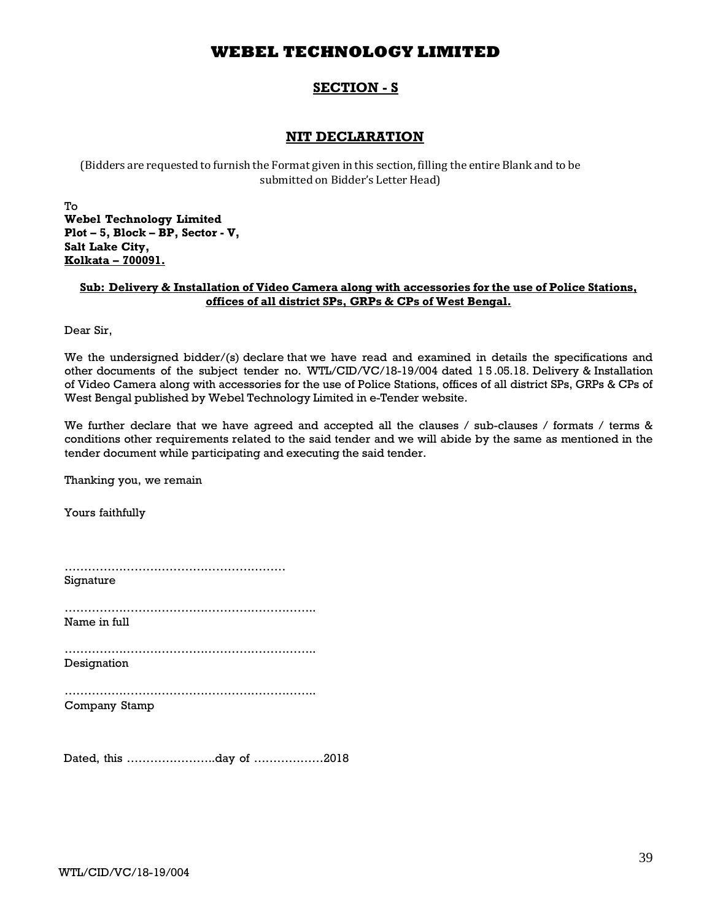# WEBEL TECHNOLOGY LIMITED

## SECTION - S

## NIT DECLARATION

(Bidders are requested to furnish the Format given in this section, filling the entire Blank and to be submitted on Bidder's Letter Head)

To
**Webel Technology Limited**
**Plot – 5, Block – BP, Sector - V,**
**Salt Lake City,**
**Kolkata – 700091.**

**Sub: Delivery & Installation of Video Camera along with accessories for the use of Police Stations, offices of all district SPs, GRPs & CPs of West Bengal.**

Dear Sir,

We the undersigned bidder/(s) declare that we have read and examined in details the specifications and other documents of the subject tender no. WTL/CID/VC/18-19/004 dated 15.05.18. Delivery & Installation of Video Camera along with accessories for the use of Police Stations, offices of all district SPs, GRPs & CPs of West Bengal published by Webel Technology Limited in e-Tender website.

We further declare that we have agreed and accepted all the clauses / sub-clauses / formats / terms & conditions other requirements related to the said tender and we will abide by the same as mentioned in the tender document while participating and executing the said tender.

Thanking you, we remain

Yours faithfully

…………………………………………………
Signature

………………………………………………………..
Name in full

………………………………………………………..
Designation

………………………………………………………..
Company Stamp

Dated, this …………………..day of ………………2018

WTL/CID/VC/18-19/004